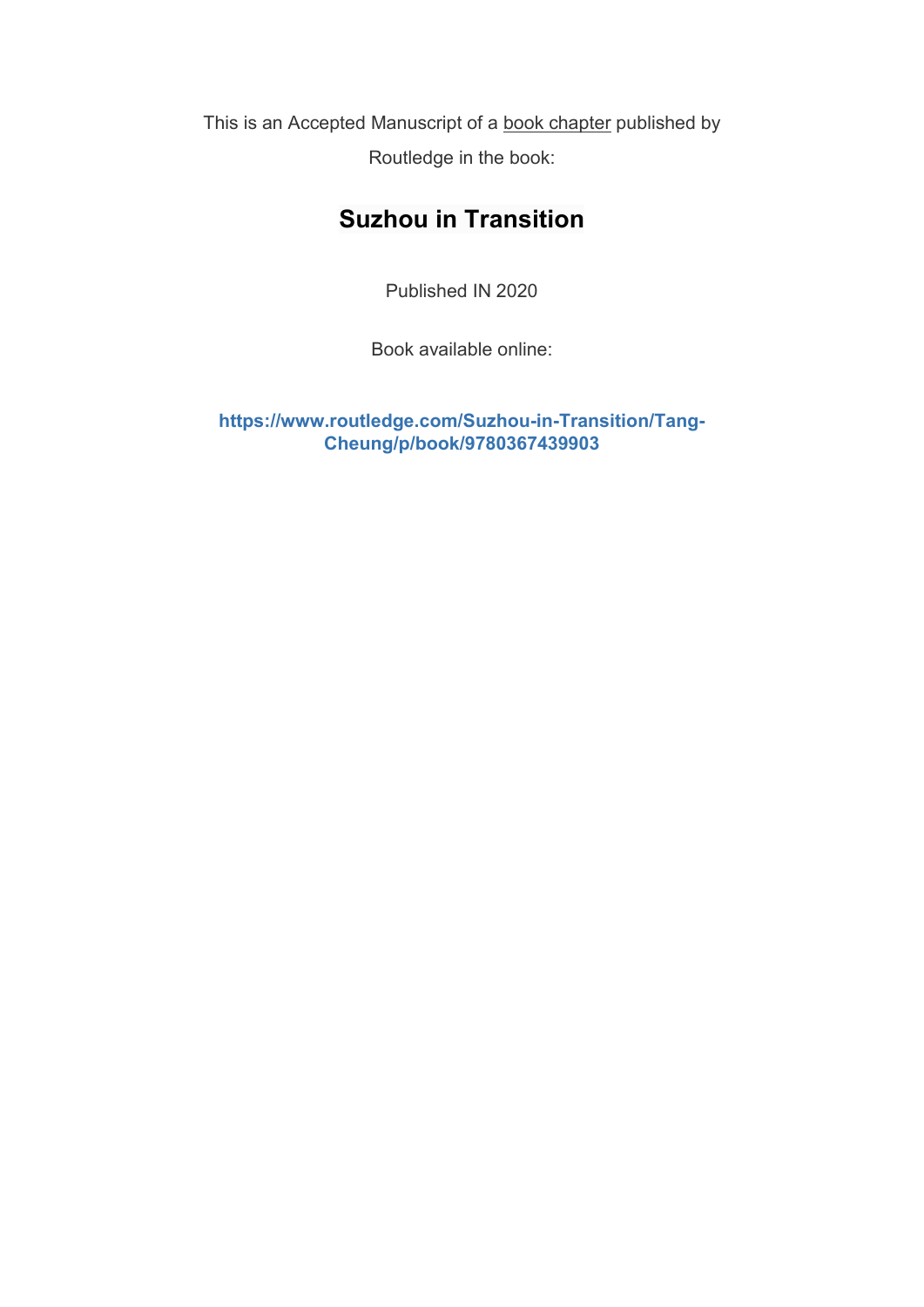This is an Accepted Manuscript of a book chapter published by Routledge in the book:

# Suzhou in Transition

Published IN 2020

Book available online:

**https://www.routledge.com/Suzhou-in-Transition/Tang-Cheung/p/book/9780367439903**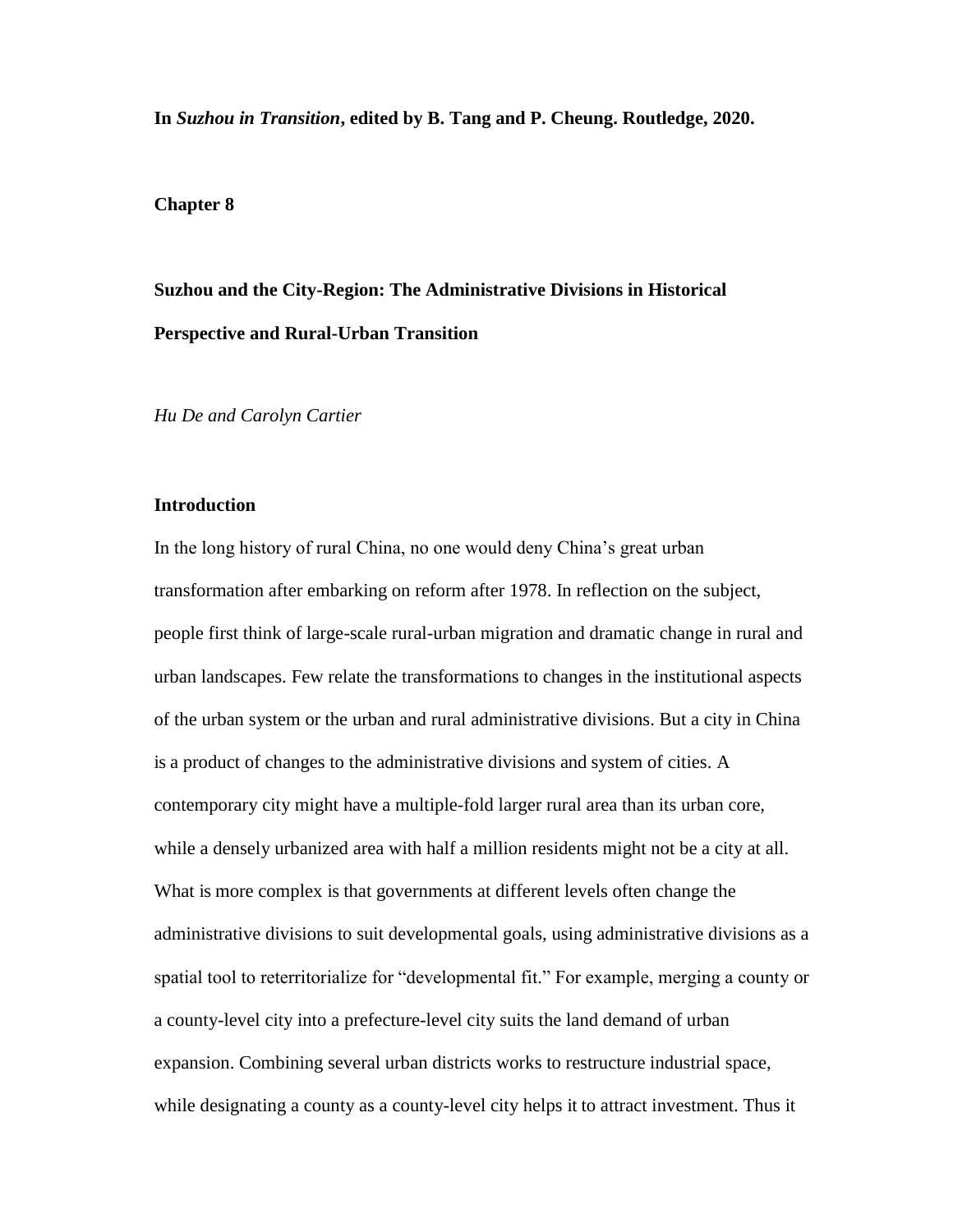**In *Suzhou in Transition*, edited by B. Tang and P. Cheung. Routledge, 2020.**

**Chapter 8**

# Suzhou and the City-Region: The Administrative Divisions in Historical Perspective and Rural-Urban Transition

*Hu De and Carolyn Cartier*

## Introduction

In the long history of rural China, no one would deny China's great urban transformation after embarking on reform after 1978. In reflection on the subject, people first think of large-scale rural-urban migration and dramatic change in rural and urban landscapes. Few relate the transformations to changes in the institutional aspects of the urban system or the urban and rural administrative divisions. But a city in China is a product of changes to the administrative divisions and system of cities. A contemporary city might have a multiple-fold larger rural area than its urban core, while a densely urbanized area with half a million residents might not be a city at all. What is more complex is that governments at different levels often change the administrative divisions to suit developmental goals, using administrative divisions as a spatial tool to reterritorialize for "developmental fit." For example, merging a county or a county-level city into a prefecture-level city suits the land demand of urban expansion. Combining several urban districts works to restructure industrial space, while designating a county as a county-level city helps it to attract investment. Thus it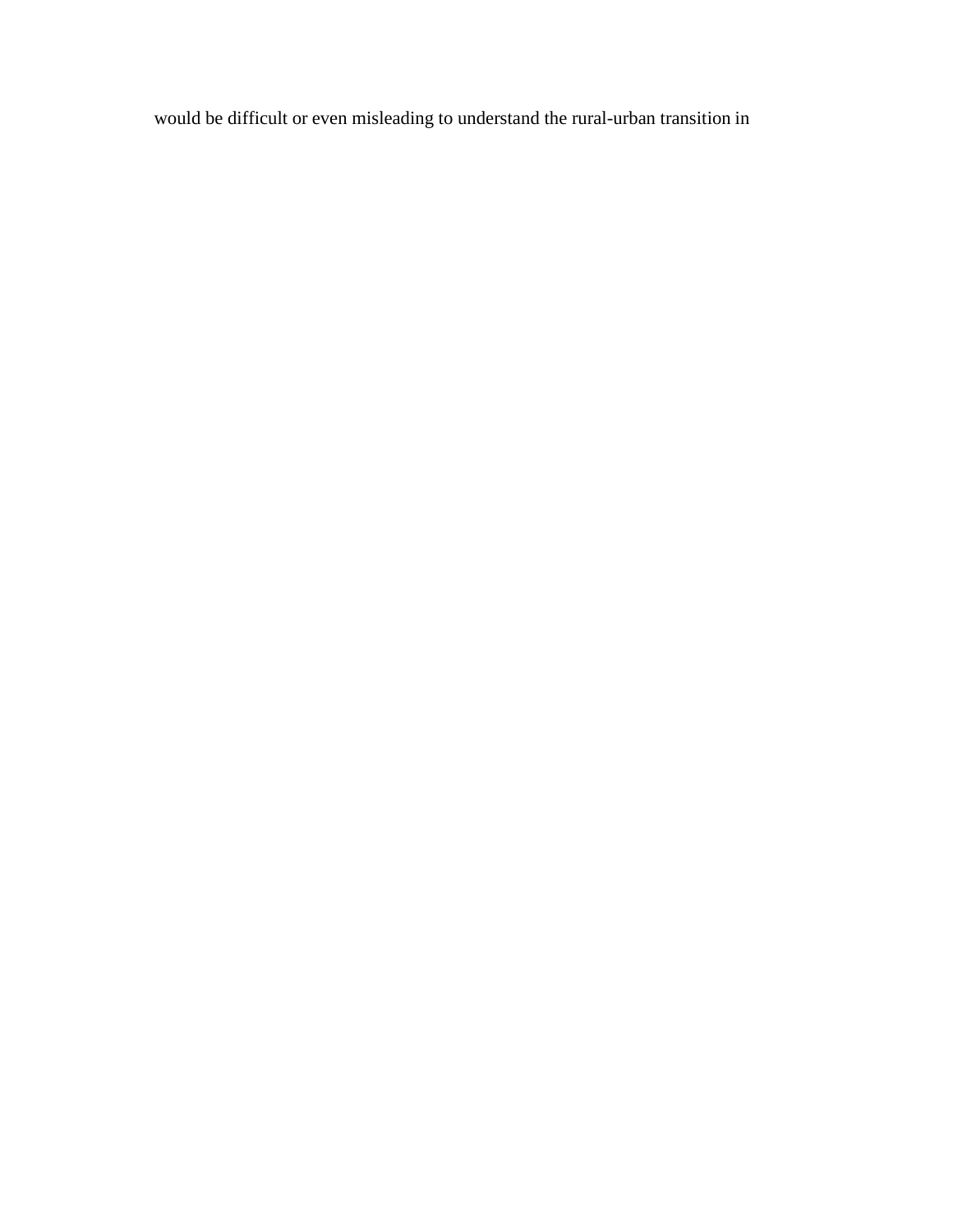would be difficult or even misleading to understand the rural-urban transition in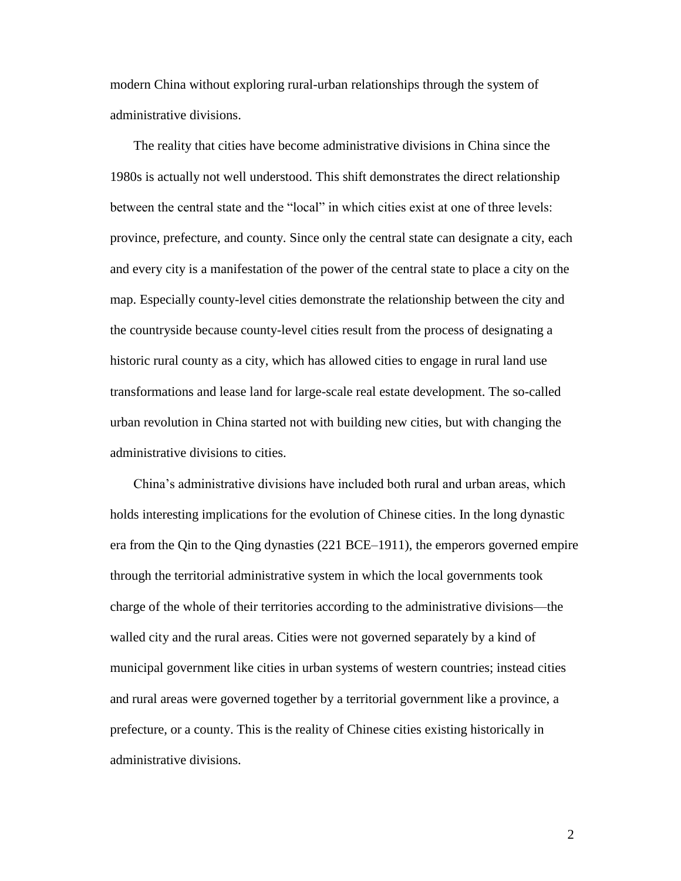modern China without exploring rural-urban relationships through the system of administrative divisions.

The reality that cities have become administrative divisions in China since the 1980s is actually not well understood. This shift demonstrates the direct relationship between the central state and the "local" in which cities exist at one of three levels: province, prefecture, and county. Since only the central state can designate a city, each and every city is a manifestation of the power of the central state to place a city on the map. Especially county-level cities demonstrate the relationship between the city and the countryside because county-level cities result from the process of designating a historic rural county as a city, which has allowed cities to engage in rural land use transformations and lease land for large-scale real estate development. The so-called urban revolution in China started not with building new cities, but with changing the administrative divisions to cities.

China's administrative divisions have included both rural and urban areas, which holds interesting implications for the evolution of Chinese cities. In the long dynastic era from the Qin to the Qing dynasties (221 BCE–1911), the emperors governed empire through the territorial administrative system in which the local governments took charge of the whole of their territories according to the administrative divisions—the walled city and the rural areas. Cities were not governed separately by a kind of municipal government like cities in urban systems of western countries; instead cities and rural areas were governed together by a territorial government like a province, a prefecture, or a county. This is the reality of Chinese cities existing historically in administrative divisions.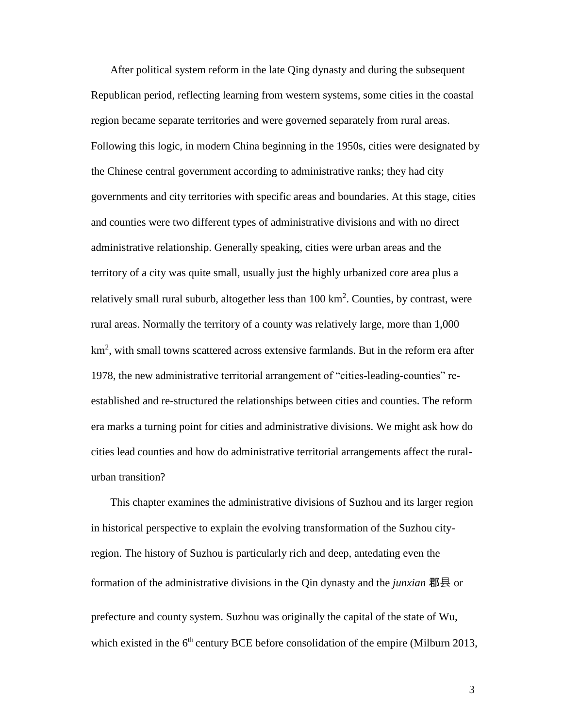After political system reform in the late Qing dynasty and during the subsequent Republican period, reflecting learning from western systems, some cities in the coastal region became separate territories and were governed separately from rural areas. Following this logic, in modern China beginning in the 1950s, cities were designated by the Chinese central government according to administrative ranks; they had city governments and city territories with specific areas and boundaries. At this stage, cities and counties were two different types of administrative divisions and with no direct administrative relationship. Generally speaking, cities were urban areas and the territory of a city was quite small, usually just the highly urbanized core area plus a relatively small rural suburb, altogether less than 100 km$^2$. Counties, by contrast, were rural areas. Normally the territory of a county was relatively large, more than 1,000 km$^2$, with small towns scattered across extensive farmlands. But in the reform era after 1978, the new administrative territorial arrangement of "cities-leading-counties" re-established and re-structured the relationships between cities and counties. The reform era marks a turning point for cities and administrative divisions. We might ask how do cities lead counties and how do administrative territorial arrangements affect the rural-urban transition?

This chapter examines the administrative divisions of Suzhou and its larger region in historical perspective to explain the evolving transformation of the Suzhou city-region. The history of Suzhou is particularly rich and deep, antedating even the formation of the administrative divisions in the Qin dynasty and the *junxian* 郡县 or prefecture and county system. Suzhou was originally the capital of the state of Wu, which existed in the 6th century BCE before consolidation of the empire (Milburn 2013,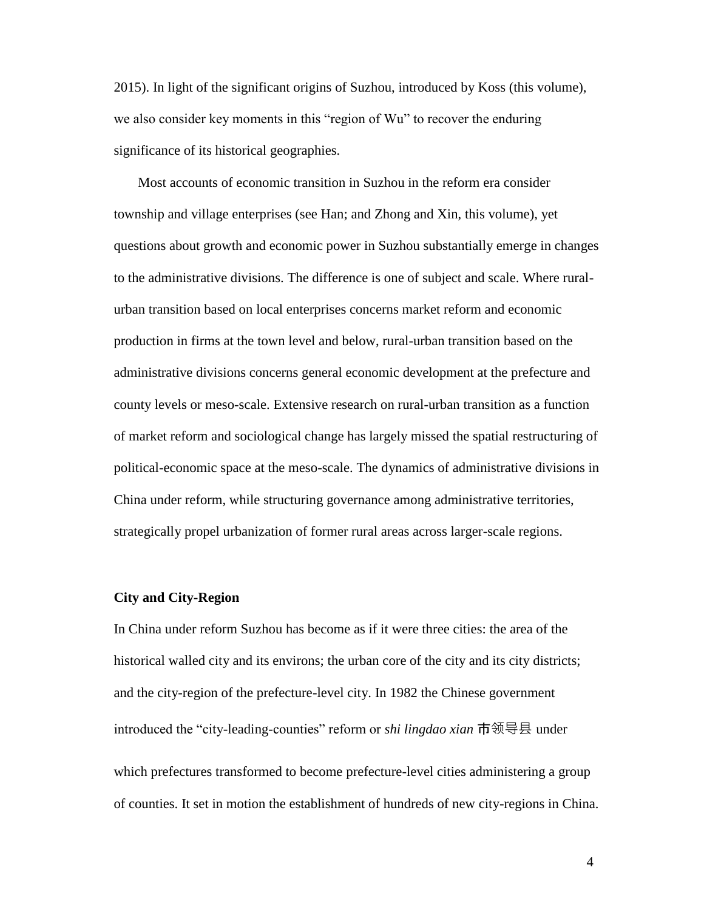2015). In light of the significant origins of Suzhou, introduced by Koss (this volume), we also consider key moments in this "region of Wu" to recover the enduring significance of its historical geographies.

Most accounts of economic transition in Suzhou in the reform era consider township and village enterprises (see Han; and Zhong and Xin, this volume), yet questions about growth and economic power in Suzhou substantially emerge in changes to the administrative divisions. The difference is one of subject and scale. Where rural-urban transition based on local enterprises concerns market reform and economic production in firms at the town level and below, rural-urban transition based on the administrative divisions concerns general economic development at the prefecture and county levels or meso-scale. Extensive research on rural-urban transition as a function of market reform and sociological change has largely missed the spatial restructuring of political-economic space at the meso-scale. The dynamics of administrative divisions in China under reform, while structuring governance among administrative territories, strategically propel urbanization of former rural areas across larger-scale regions.

## City and City-Region

In China under reform Suzhou has become as if it were three cities: the area of the historical walled city and its environs; the urban core of the city and its city districts; and the city-region of the prefecture-level city. In 1982 the Chinese government introduced the "city-leading-counties" reform or *shi lingdao xian* 市领导县 under which prefectures transformed to become prefecture-level cities administering a group of counties. It set in motion the establishment of hundreds of new city-regions in China.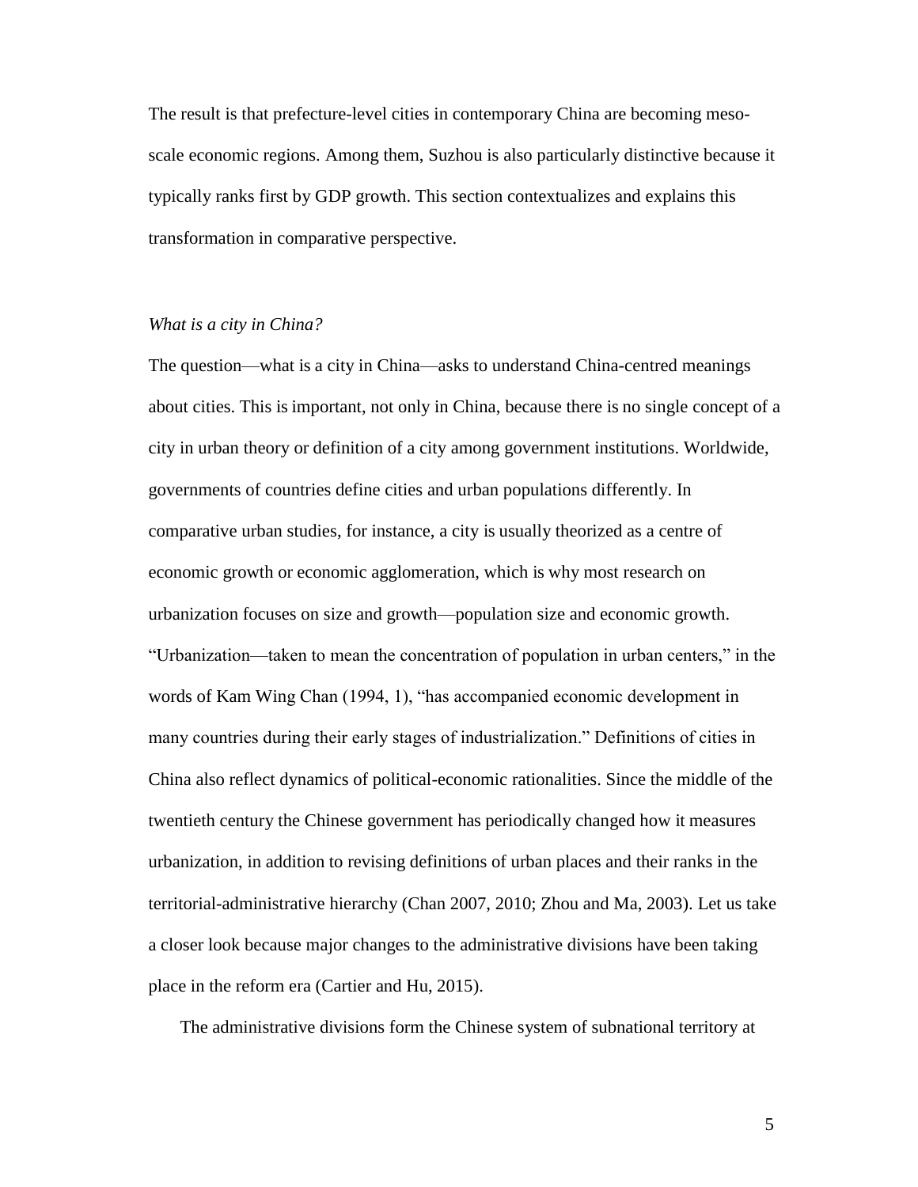The result is that prefecture-level cities in contemporary China are becoming meso-scale economic regions. Among them, Suzhou is also particularly distinctive because it typically ranks first by GDP growth. This section contextualizes and explains this transformation in comparative perspective.

*What is a city in China?*

The question—what is a city in China—asks to understand China-centred meanings about cities. This is important, not only in China, because there is no single concept of a city in urban theory or definition of a city among government institutions. Worldwide, governments of countries define cities and urban populations differently. In comparative urban studies, for instance, a city is usually theorized as a centre of economic growth or economic agglomeration, which is why most research on urbanization focuses on size and growth—population size and economic growth. "Urbanization—taken to mean the concentration of population in urban centers," in the words of Kam Wing Chan (1994, 1), "has accompanied economic development in many countries during their early stages of industrialization." Definitions of cities in China also reflect dynamics of political-economic rationalities. Since the middle of the twentieth century the Chinese government has periodically changed how it measures urbanization, in addition to revising definitions of urban places and their ranks in the territorial-administrative hierarchy (Chan 2007, 2010; Zhou and Ma, 2003). Let us take a closer look because major changes to the administrative divisions have been taking place in the reform era (Cartier and Hu, 2015).

The administrative divisions form the Chinese system of subnational territory at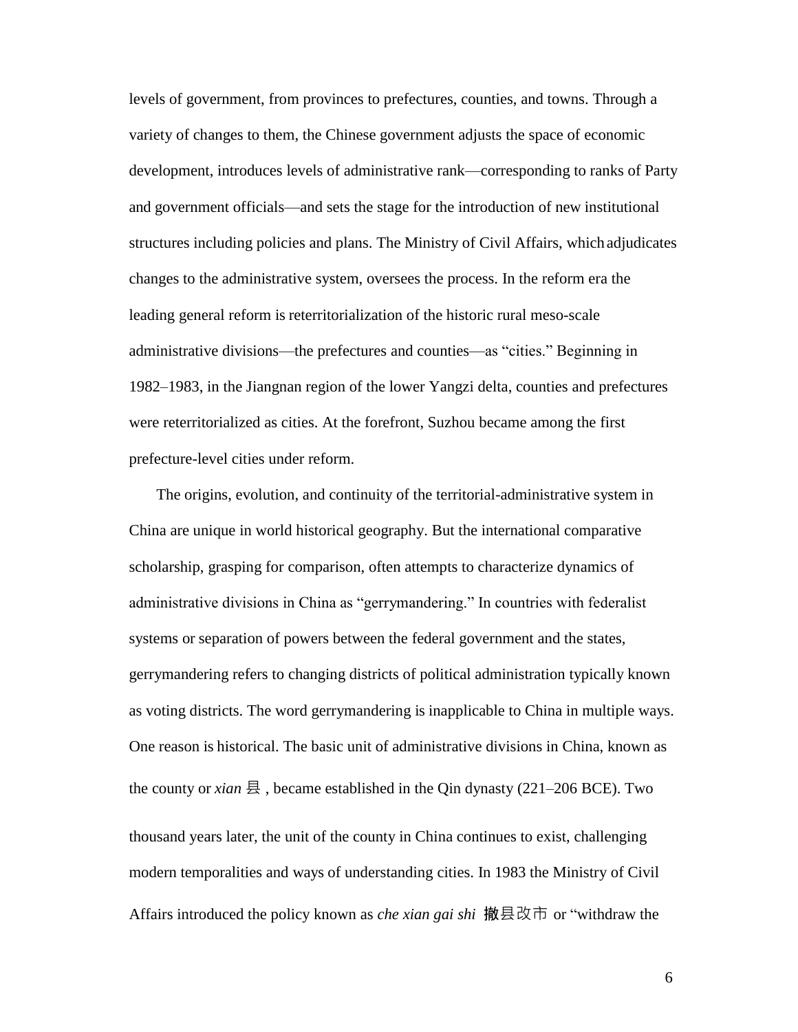levels of government, from provinces to prefectures, counties, and towns. Through a variety of changes to them, the Chinese government adjusts the space of economic development, introduces levels of administrative rank—corresponding to ranks of Party and government officials—and sets the stage for the introduction of new institutional structures including policies and plans. The Ministry of Civil Affairs, which adjudicates changes to the administrative system, oversees the process. In the reform era the leading general reform is reterritorialization of the historic rural meso-scale administrative divisions—the prefectures and counties—as "cities." Beginning in 1982–1983, in the Jiangnan region of the lower Yangzi delta, counties and prefectures were reterritorialized as cities. At the forefront, Suzhou became among the first prefecture-level cities under reform.

The origins, evolution, and continuity of the territorial-administrative system in China are unique in world historical geography. But the international comparative scholarship, grasping for comparison, often attempts to characterize dynamics of administrative divisions in China as "gerrymandering." In countries with federalist systems or separation of powers between the federal government and the states, gerrymandering refers to changing districts of political administration typically known as voting districts. The word gerrymandering is inapplicable to China in multiple ways. One reason is historical. The basic unit of administrative divisions in China, known as the county or *xian* 县 , became established in the Qin dynasty (221–206 BCE). Two thousand years later, the unit of the county in China continues to exist, challenging modern temporalities and ways of understanding cities. In 1983 the Ministry of Civil Affairs introduced the policy known as *che xian gai shi* 撤县改市 or "withdraw the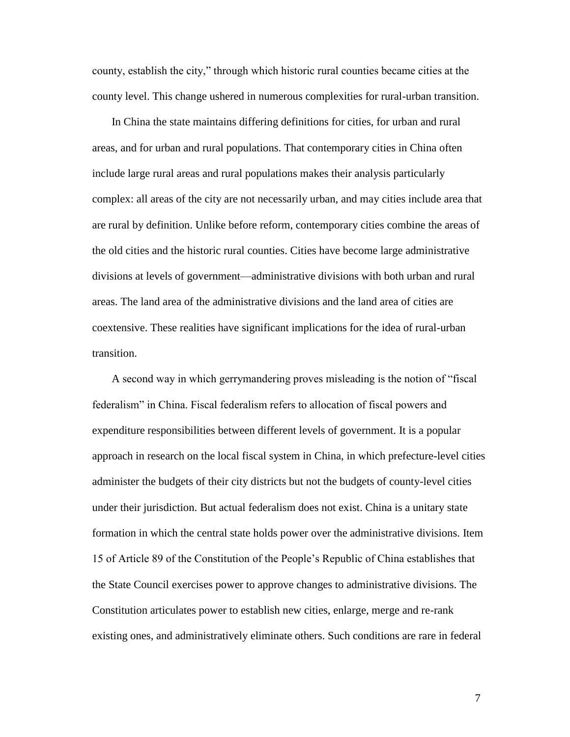county, establish the city," through which historic rural counties became cities at the county level. This change ushered in numerous complexities for rural-urban transition.

In China the state maintains differing definitions for cities, for urban and rural areas, and for urban and rural populations. That contemporary cities in China often include large rural areas and rural populations makes their analysis particularly complex: all areas of the city are not necessarily urban, and may cities include area that are rural by definition. Unlike before reform, contemporary cities combine the areas of the old cities and the historic rural counties. Cities have become large administrative divisions at levels of government—administrative divisions with both urban and rural areas. The land area of the administrative divisions and the land area of cities are coextensive. These realities have significant implications for the idea of rural-urban transition.

A second way in which gerrymandering proves misleading is the notion of "fiscal federalism" in China. Fiscal federalism refers to allocation of fiscal powers and expenditure responsibilities between different levels of government. It is a popular approach in research on the local fiscal system in China, in which prefecture-level cities administer the budgets of their city districts but not the budgets of county-level cities under their jurisdiction. But actual federalism does not exist. China is a unitary state formation in which the central state holds power over the administrative divisions. Item 15 of Article 89 of the Constitution of the People's Republic of China establishes that the State Council exercises power to approve changes to administrative divisions. The Constitution articulates power to establish new cities, enlarge, merge and re-rank existing ones, and administratively eliminate others. Such conditions are rare in federal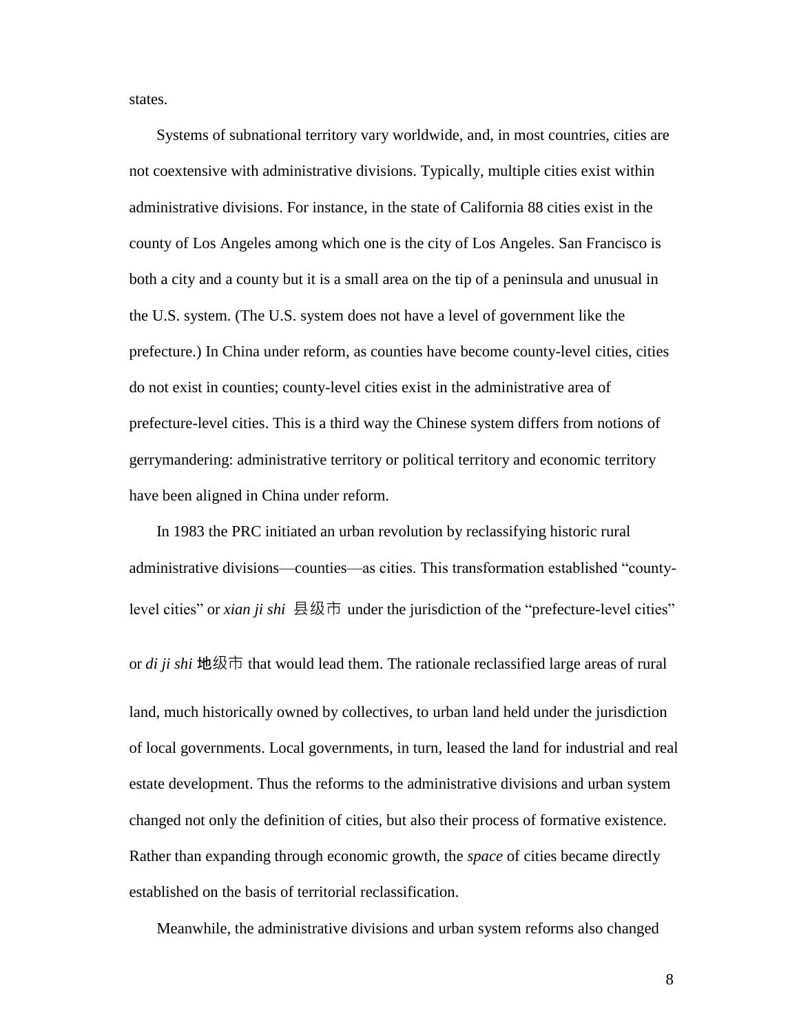states.

Systems of subnational territory vary worldwide, and, in most countries, cities are not coextensive with administrative divisions. Typically, multiple cities exist within administrative divisions. For instance, in the state of California 88 cities exist in the county of Los Angeles among which one is the city of Los Angeles. San Francisco is both a city and a county but it is a small area on the tip of a peninsula and unusual in the U.S. system. (The U.S. system does not have a level of government like the prefecture.) In China under reform, as counties have become county-level cities, cities do not exist in counties; county-level cities exist in the administrative area of prefecture-level cities. This is a third way the Chinese system differs from notions of gerrymandering: administrative territory or political territory and economic territory have been aligned in China under reform.

In 1983 the PRC initiated an urban revolution by reclassifying historic rural administrative divisions—counties—as cities. This transformation established "county-level cities" or *xian ji shi* 县级市 under the jurisdiction of the "prefecture-level cities" or *di ji shi* 地级市 that would lead them. The rationale reclassified large areas of rural land, much historically owned by collectives, to urban land held under the jurisdiction of local governments. Local governments, in turn, leased the land for industrial and real estate development. Thus the reforms to the administrative divisions and urban system changed not only the definition of cities, but also their process of formative existence. Rather than expanding through economic growth, the *space* of cities became directly established on the basis of territorial reclassification.

Meanwhile, the administrative divisions and urban system reforms also changed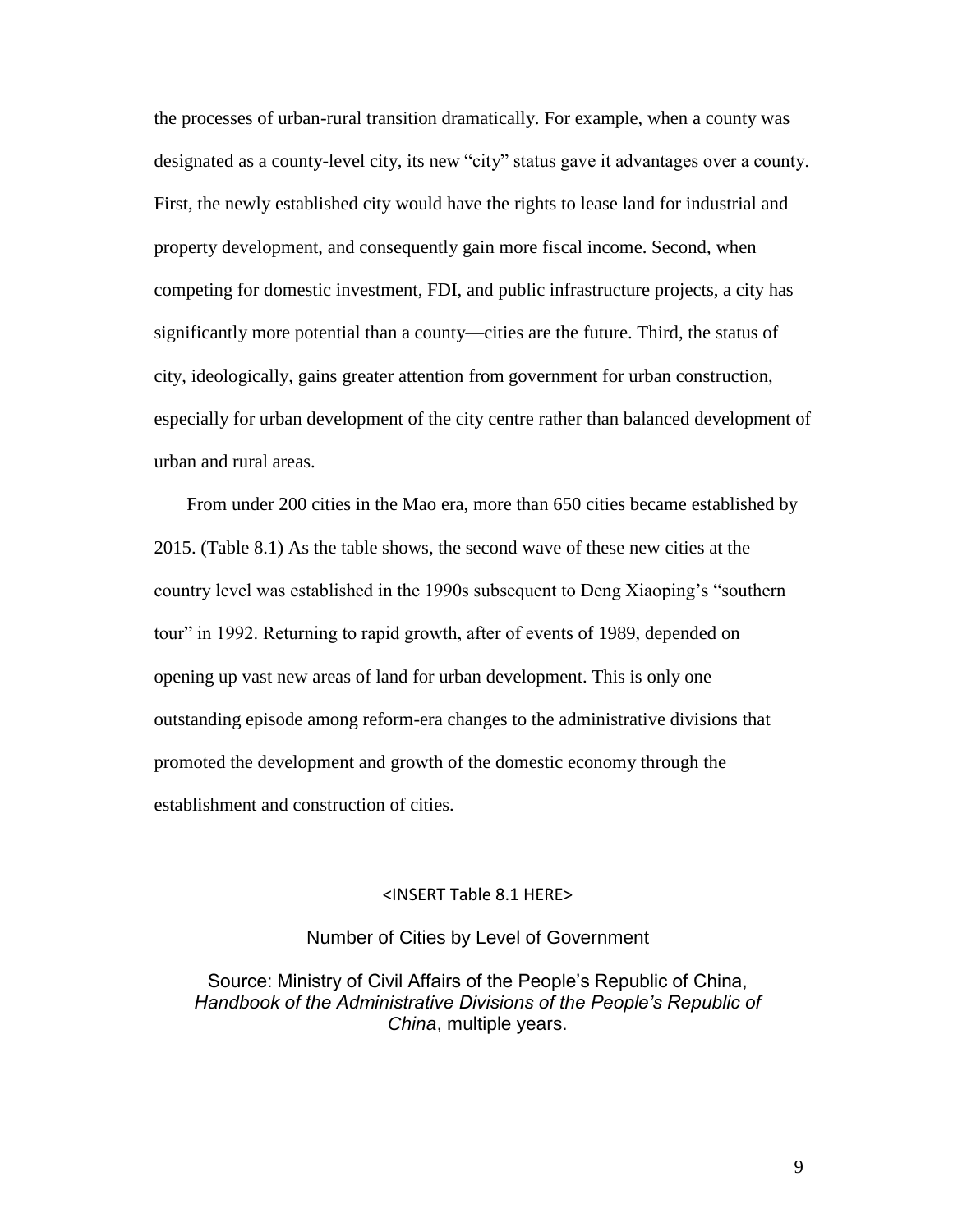the processes of urban-rural transition dramatically. For example, when a county was designated as a county-level city, its new "city" status gave it advantages over a county. First, the newly established city would have the rights to lease land for industrial and property development, and consequently gain more fiscal income. Second, when competing for domestic investment, FDI, and public infrastructure projects, a city has significantly more potential than a county—cities are the future. Third, the status of city, ideologically, gains greater attention from government for urban construction, especially for urban development of the city centre rather than balanced development of urban and rural areas.

From under 200 cities in the Mao era, more than 650 cities became established by 2015. (Table 8.1) As the table shows, the second wave of these new cities at the country level was established in the 1990s subsequent to Deng Xiaoping's "southern tour" in 1992. Returning to rapid growth, after of events of 1989, depended on opening up vast new areas of land for urban development. This is only one outstanding episode among reform-era changes to the administrative divisions that promoted the development and growth of the domestic economy through the establishment and construction of cities.

<INSERT Table 8.1 HERE>

Number of Cities by Level of Government

Source: Ministry of Civil Affairs of the People's Republic of China, *Handbook of the Administrative Divisions of the People's Republic of China*, multiple years.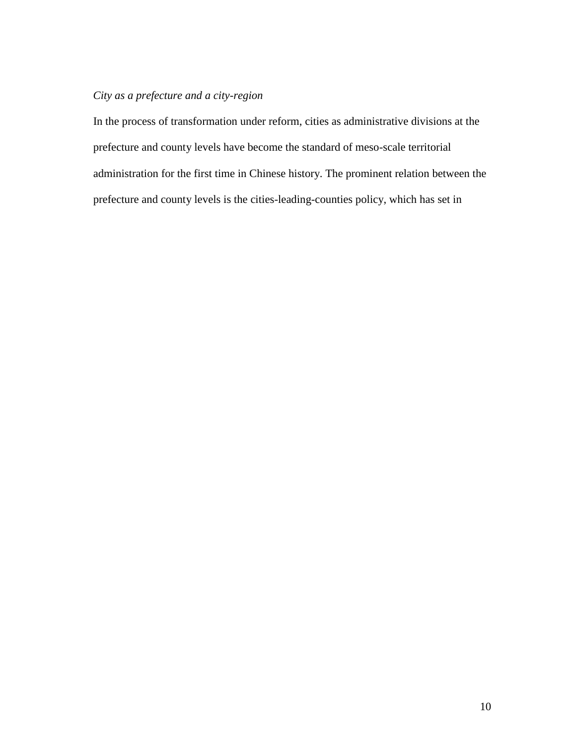*City as a prefecture and a city-region*

In the process of transformation under reform, cities as administrative divisions at the prefecture and county levels have become the standard of meso-scale territorial administration for the first time in Chinese history. The prominent relation between the prefecture and county levels is the cities-leading-counties policy, which has set in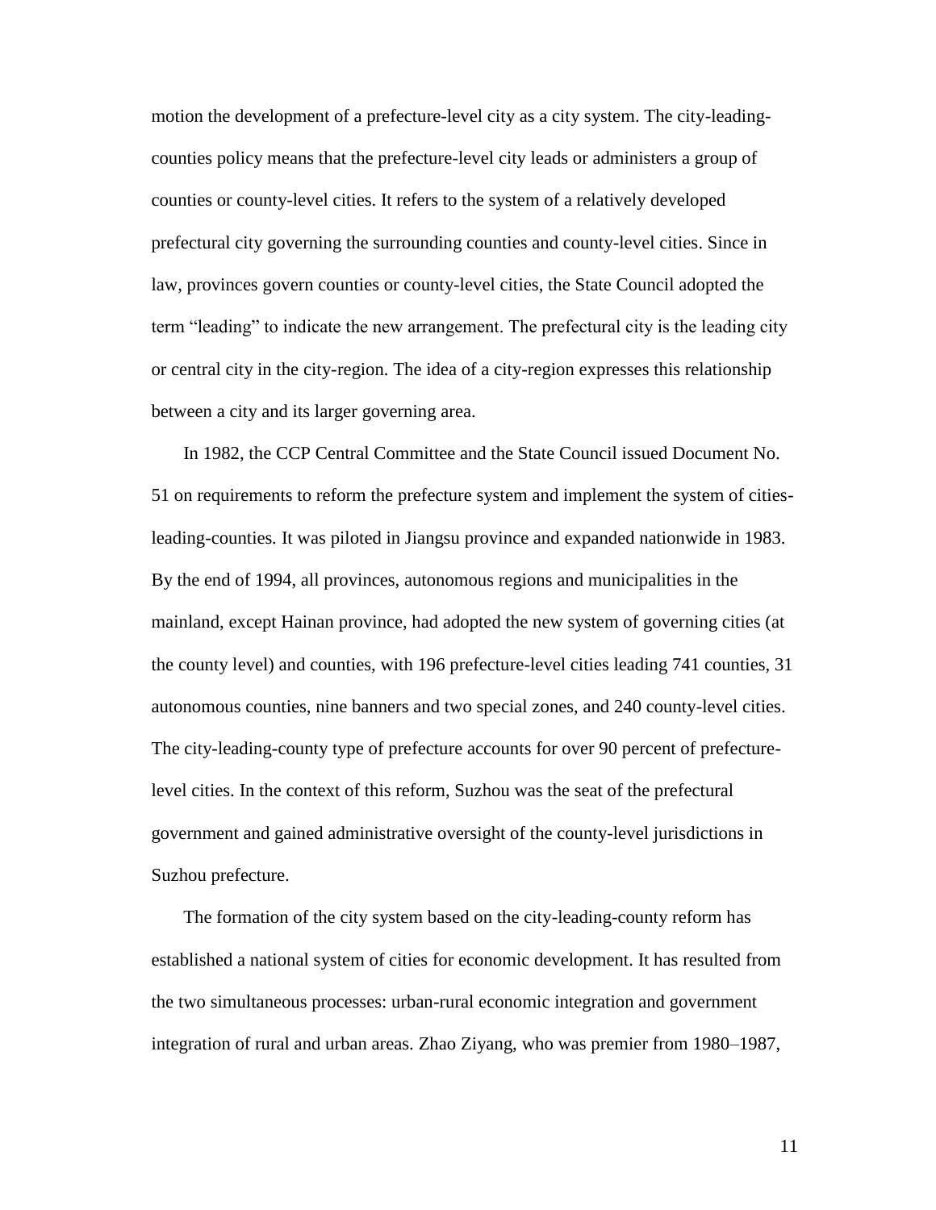motion the development of a prefecture-level city as a city system. The city-leading-counties policy means that the prefecture-level city leads or administers a group of counties or county-level cities. It refers to the system of a relatively developed prefectural city governing the surrounding counties and county-level cities. Since in law, provinces govern counties or county-level cities, the State Council adopted the term "leading" to indicate the new arrangement. The prefectural city is the leading city or central city in the city-region. The idea of a city-region expresses this relationship between a city and its larger governing area.

In 1982, the CCP Central Committee and the State Council issued Document No. 51 on requirements to reform the prefecture system and implement the system of cities-leading-counties. It was piloted in Jiangsu province and expanded nationwide in 1983. By the end of 1994, all provinces, autonomous regions and municipalities in the mainland, except Hainan province, had adopted the new system of governing cities (at the county level) and counties, with 196 prefecture-level cities leading 741 counties, 31 autonomous counties, nine banners and two special zones, and 240 county-level cities. The city-leading-county type of prefecture accounts for over 90 percent of prefecture-level cities. In the context of this reform, Suzhou was the seat of the prefectural government and gained administrative oversight of the county-level jurisdictions in Suzhou prefecture.

The formation of the city system based on the city-leading-county reform has established a national system of cities for economic development. It has resulted from the two simultaneous processes: urban-rural economic integration and government integration of rural and urban areas. Zhao Ziyang, who was premier from 1980–1987,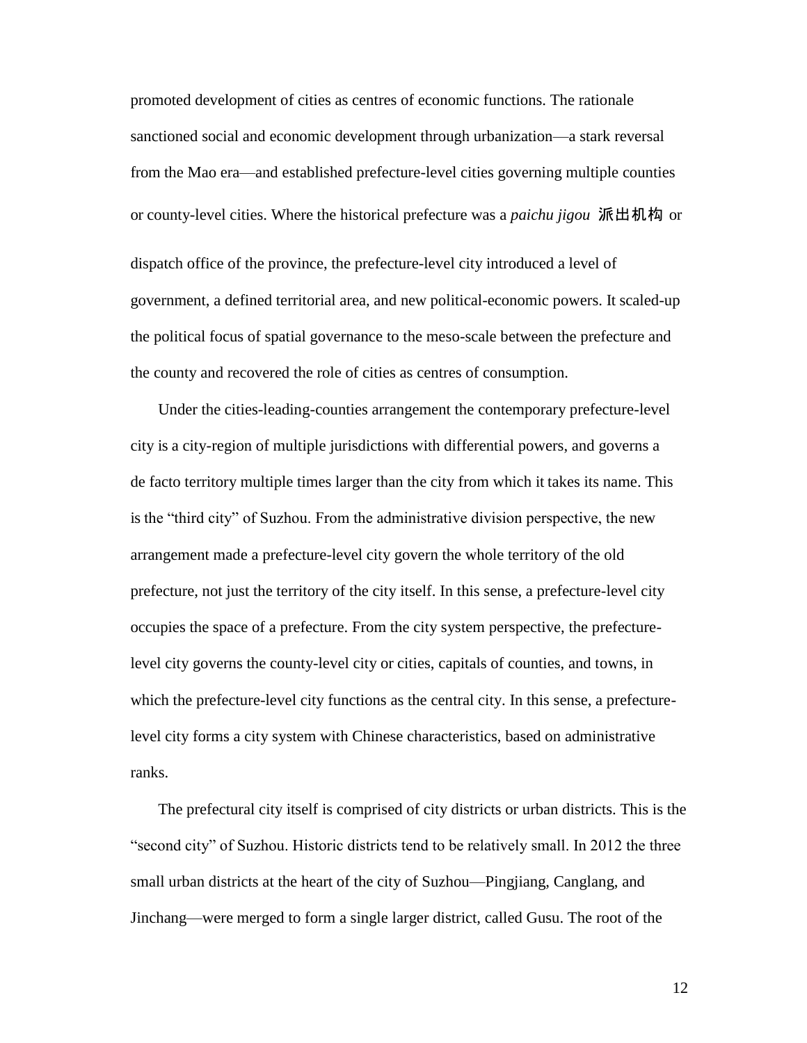promoted development of cities as centres of economic functions. The rationale sanctioned social and economic development through urbanization—a stark reversal from the Mao era—and established prefecture-level cities governing multiple counties or county-level cities. Where the historical prefecture was a *paichu jigou* 派出机构 or dispatch office of the province, the prefecture-level city introduced a level of government, a defined territorial area, and new political-economic powers. It scaled-up the political focus of spatial governance to the meso-scale between the prefecture and the county and recovered the role of cities as centres of consumption.

Under the cities-leading-counties arrangement the contemporary prefecture-level city is a city-region of multiple jurisdictions with differential powers, and governs a de facto territory multiple times larger than the city from which it takes its name. This is the "third city" of Suzhou. From the administrative division perspective, the new arrangement made a prefecture-level city govern the whole territory of the old prefecture, not just the territory of the city itself. In this sense, a prefecture-level city occupies the space of a prefecture. From the city system perspective, the prefecture-level city governs the county-level city or cities, capitals of counties, and towns, in which the prefecture-level city functions as the central city. In this sense, a prefecture-level city forms a city system with Chinese characteristics, based on administrative ranks.

The prefectural city itself is comprised of city districts or urban districts. This is the "second city" of Suzhou. Historic districts tend to be relatively small. In 2012 the three small urban districts at the heart of the city of Suzhou—Pingjiang, Canglang, and Jinchang—were merged to form a single larger district, called Gusu. The root of the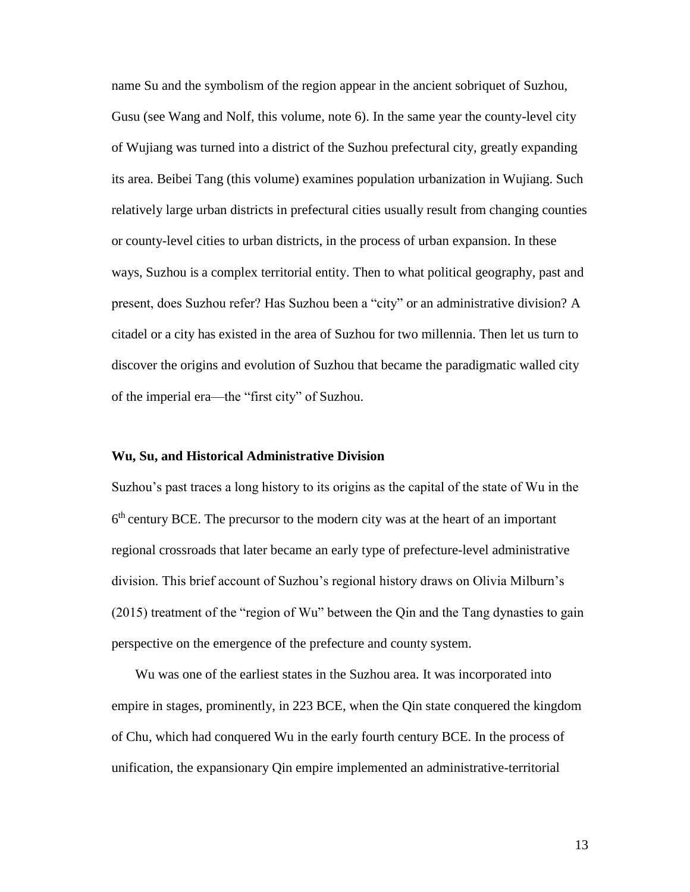name Su and the symbolism of the region appear in the ancient sobriquet of Suzhou, Gusu (see Wang and Nolf, this volume, note 6). In the same year the county-level city of Wujiang was turned into a district of the Suzhou prefectural city, greatly expanding its area. Beibei Tang (this volume) examines population urbanization in Wujiang. Such relatively large urban districts in prefectural cities usually result from changing counties or county-level cities to urban districts, in the process of urban expansion. In these ways, Suzhou is a complex territorial entity. Then to what political geography, past and present, does Suzhou refer? Has Suzhou been a "city" or an administrative division? A citadel or a city has existed in the area of Suzhou for two millennia. Then let us turn to discover the origins and evolution of Suzhou that became the paradigmatic walled city of the imperial era—the "first city" of Suzhou.

### Wu, Su, and Historical Administrative Division

Suzhou's past traces a long history to its origins as the capital of the state of Wu in the 6th century BCE. The precursor to the modern city was at the heart of an important regional crossroads that later became an early type of prefecture-level administrative division. This brief account of Suzhou's regional history draws on Olivia Milburn's (2015) treatment of the "region of Wu" between the Qin and the Tang dynasties to gain perspective on the emergence of the prefecture and county system.

Wu was one of the earliest states in the Suzhou area. It was incorporated into empire in stages, prominently, in 223 BCE, when the Qin state conquered the kingdom of Chu, which had conquered Wu in the early fourth century BCE. In the process of unification, the expansionary Qin empire implemented an administrative-territorial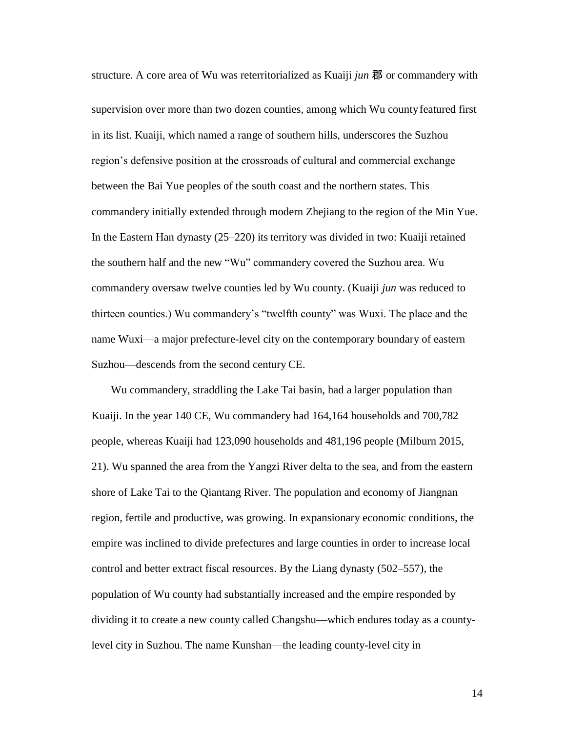structure. A core area of Wu was reterritorialized as Kuaiji *jun* 郡 or commandery with supervision over more than two dozen counties, among which Wu county featured first in its list. Kuaiji, which named a range of southern hills, underscores the Suzhou region's defensive position at the crossroads of cultural and commercial exchange between the Bai Yue peoples of the south coast and the northern states. This commandery initially extended through modern Zhejiang to the region of the Min Yue. In the Eastern Han dynasty (25–220) its territory was divided in two: Kuaiji retained the southern half and the new "Wu" commandery covered the Suzhou area. Wu commandery oversaw twelve counties led by Wu county. (Kuaiji *jun* was reduced to thirteen counties.) Wu commandery's "twelfth county" was Wuxi. The place and the name Wuxi—a major prefecture-level city on the contemporary boundary of eastern Suzhou—descends from the second century CE.

Wu commandery, straddling the Lake Tai basin, had a larger population than Kuaiji. In the year 140 CE, Wu commandery had 164,164 households and 700,782 people, whereas Kuaiji had 123,090 households and 481,196 people (Milburn 2015, 21). Wu spanned the area from the Yangzi River delta to the sea, and from the eastern shore of Lake Tai to the Qiantang River. The population and economy of Jiangnan region, fertile and productive, was growing. In expansionary economic conditions, the empire was inclined to divide prefectures and large counties in order to increase local control and better extract fiscal resources. By the Liang dynasty (502–557), the population of Wu county had substantially increased and the empire responded by dividing it to create a new county called Changshu—which endures today as a county-level city in Suzhou. The name Kunshan—the leading county-level city in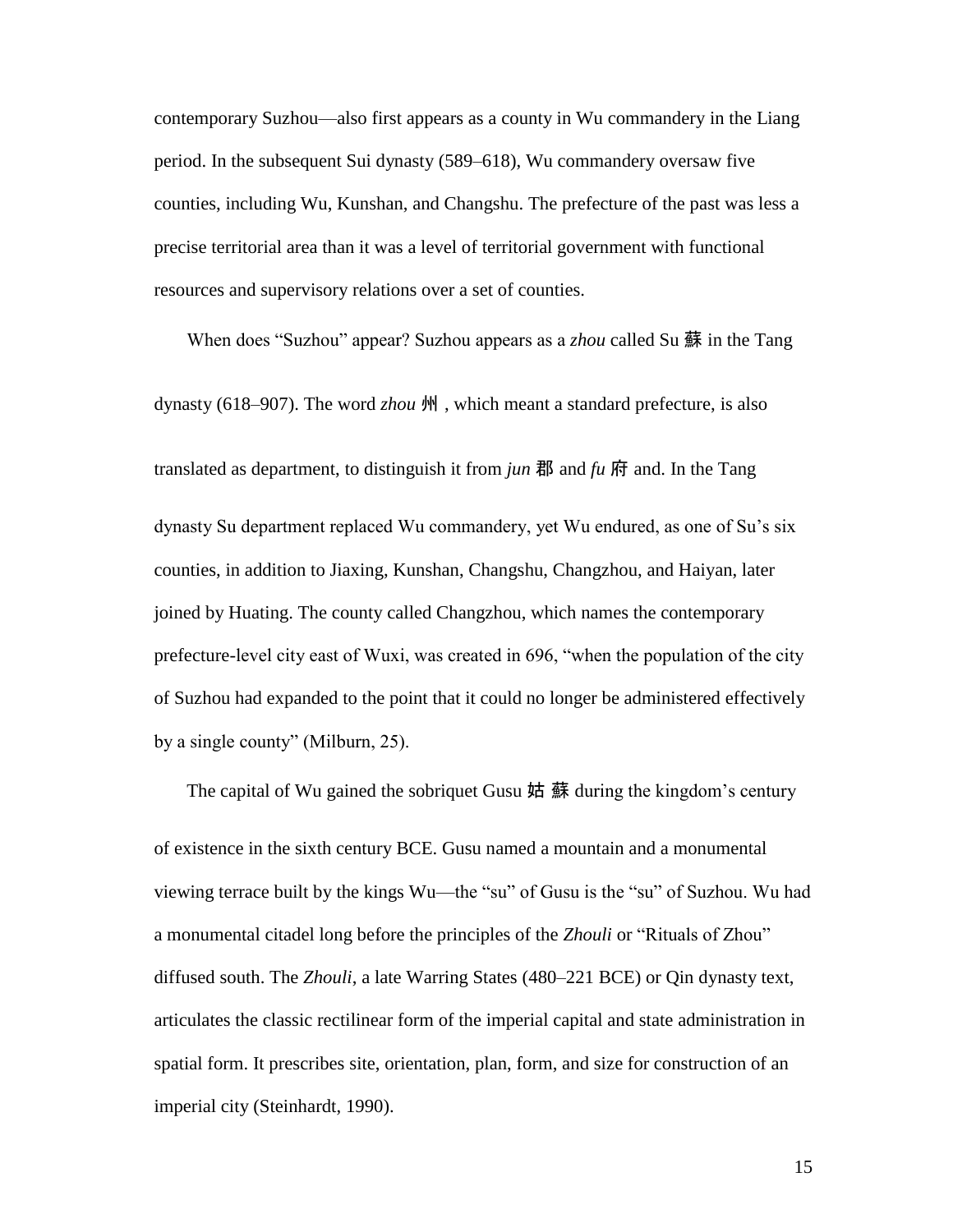contemporary Suzhou—also first appears as a county in Wu commandery in the Liang period. In the subsequent Sui dynasty (589–618), Wu commandery oversaw five counties, including Wu, Kunshan, and Changshu. The prefecture of the past was less a precise territorial area than it was a level of territorial government with functional resources and supervisory relations over a set of counties.

When does "Suzhou" appear? Suzhou appears as a *zhou* called Su 蘇 in the Tang dynasty (618–907). The word *zhou* 州, which meant a standard prefecture, is also translated as department, to distinguish it from *jun* 郡 and *fu* 府 and. In the Tang dynasty Su department replaced Wu commandery, yet Wu endured, as one of Su's six counties, in addition to Jiaxing, Kunshan, Changshu, Changzhou, and Haiyan, later joined by Huating. The county called Changzhou, which names the contemporary prefecture-level city east of Wuxi, was created in 696, "when the population of the city of Suzhou had expanded to the point that it could no longer be administered effectively by a single county" (Milburn, 25).

The capital of Wu gained the sobriquet Gusu 姑蘇 during the kingdom's century of existence in the sixth century BCE. Gusu named a mountain and a monumental viewing terrace built by the kings Wu—the "su" of Gusu is the "su" of Suzhou. Wu had a monumental citadel long before the principles of the *Zhouli* or "Rituals of Zhou" diffused south. The *Zhouli*, a late Warring States (480–221 BCE) or Qin dynasty text, articulates the classic rectilinear form of the imperial capital and state administration in spatial form. It prescribes site, orientation, plan, form, and size for construction of an imperial city (Steinhardt, 1990).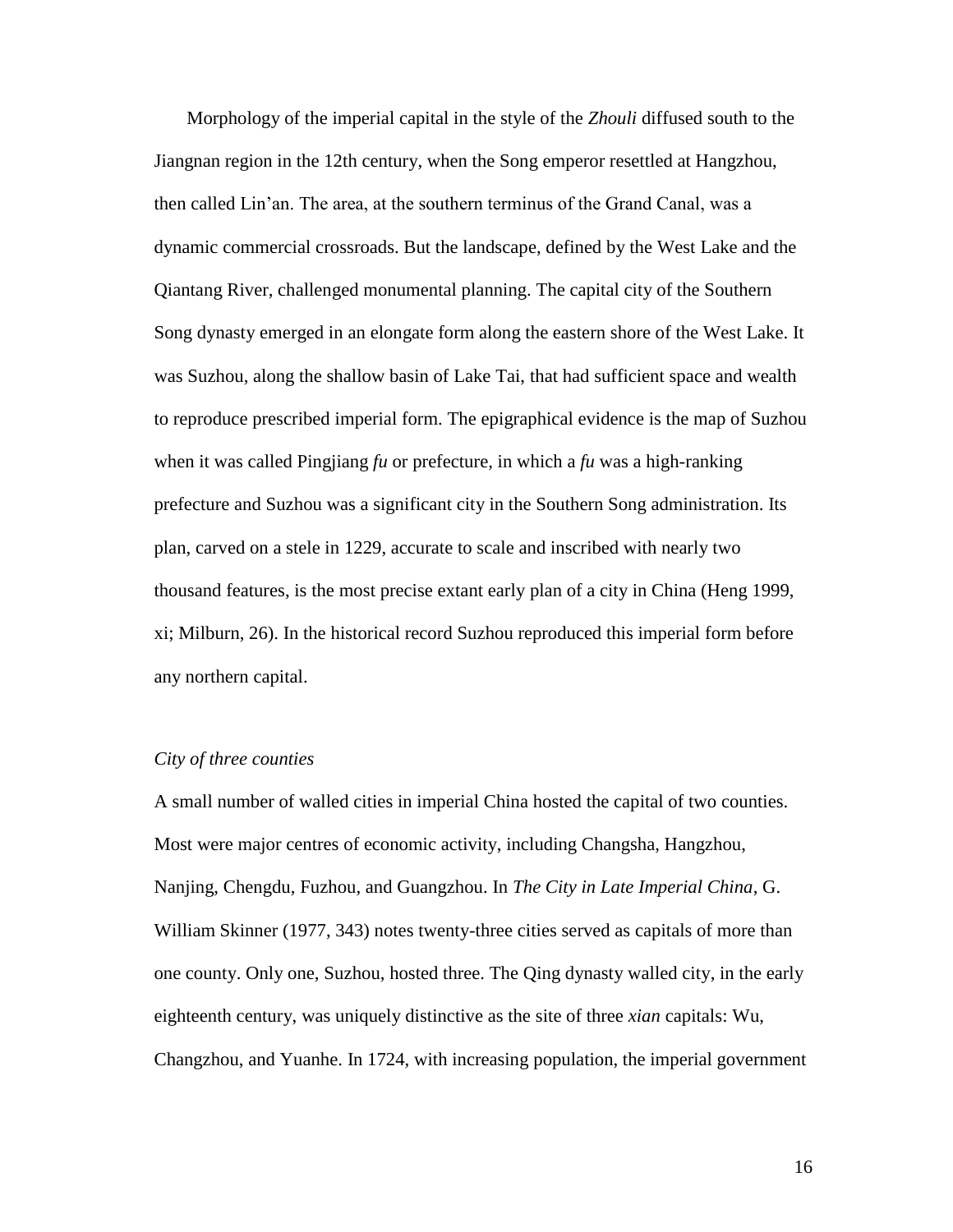Morphology of the imperial capital in the style of the *Zhouli* diffused south to the Jiangnan region in the 12th century, when the Song emperor resettled at Hangzhou, then called Lin'an. The area, at the southern terminus of the Grand Canal, was a dynamic commercial crossroads. But the landscape, defined by the West Lake and the Qiantang River, challenged monumental planning. The capital city of the Southern Song dynasty emerged in an elongate form along the eastern shore of the West Lake. It was Suzhou, along the shallow basin of Lake Tai, that had sufficient space and wealth to reproduce prescribed imperial form. The epigraphical evidence is the map of Suzhou when it was called Pingjiang *fu* or prefecture, in which a *fu* was a high-ranking prefecture and Suzhou was a significant city in the Southern Song administration. Its plan, carved on a stele in 1229, accurate to scale and inscribed with nearly two thousand features, is the most precise extant early plan of a city in China (Heng 1999, xi; Milburn, 26). In the historical record Suzhou reproduced this imperial form before any northern capital.

### *City of three counties*

A small number of walled cities in imperial China hosted the capital of two counties. Most were major centres of economic activity, including Changsha, Hangzhou, Nanjing, Chengdu, Fuzhou, and Guangzhou. In *The City in Late Imperial China*, G. William Skinner (1977, 343) notes twenty-three cities served as capitals of more than one county. Only one, Suzhou, hosted three. The Qing dynasty walled city, in the early eighteenth century, was uniquely distinctive as the site of three *xian* capitals: Wu, Changzhou, and Yuanhe. In 1724, with increasing population, the imperial government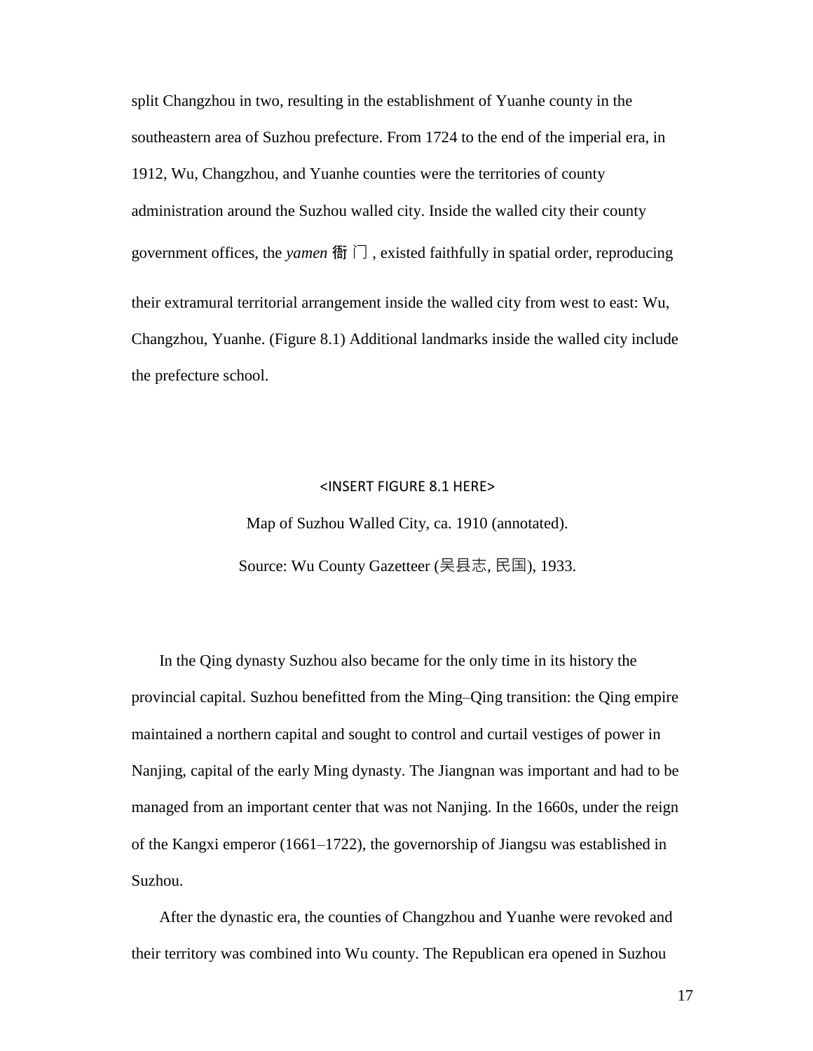split Changzhou in two, resulting in the establishment of Yuanhe county in the southeastern area of Suzhou prefecture. From 1724 to the end of the imperial era, in 1912, Wu, Changzhou, and Yuanhe counties were the territories of county administration around the Suzhou walled city. Inside the walled city their county government offices, the *yamen* 衙门, existed faithfully in spatial order, reproducing their extramural territorial arrangement inside the walled city from west to east: Wu, Changzhou, Yuanhe. (Figure 8.1) Additional landmarks inside the walled city include the prefecture school.

<INSERT FIGURE 8.1 HERE>

Map of Suzhou Walled City, ca. 1910 (annotated).

Source: Wu County Gazetteer (吴县志, 民国), 1933.

In the Qing dynasty Suzhou also became for the only time in its history the provincial capital. Suzhou benefitted from the Ming–Qing transition: the Qing empire maintained a northern capital and sought to control and curtail vestiges of power in Nanjing, capital of the early Ming dynasty. The Jiangnan was important and had to be managed from an important center that was not Nanjing. In the 1660s, under the reign of the Kangxi emperor (1661–1722), the governorship of Jiangsu was established in Suzhou.

After the dynastic era, the counties of Changzhou and Yuanhe were revoked and their territory was combined into Wu county. The Republican era opened in Suzhou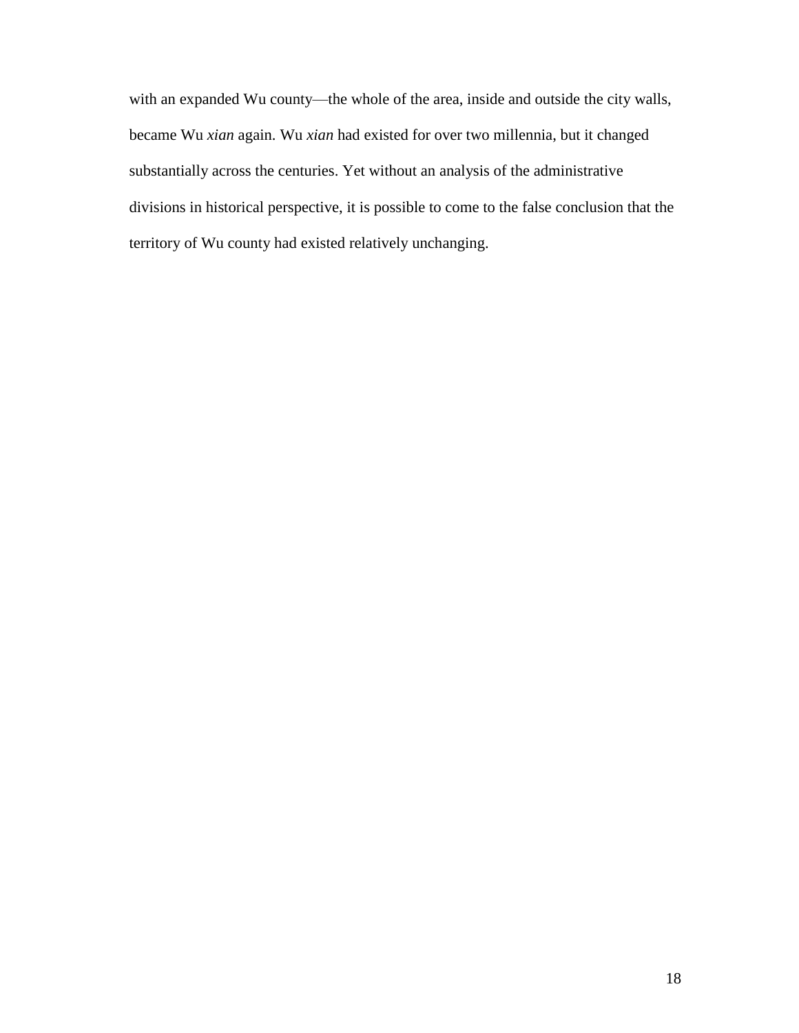with an expanded Wu county—the whole of the area, inside and outside the city walls, became Wu *xian* again. Wu *xian* had existed for over two millennia, but it changed substantially across the centuries. Yet without an analysis of the administrative divisions in historical perspective, it is possible to come to the false conclusion that the territory of Wu county had existed relatively unchanging.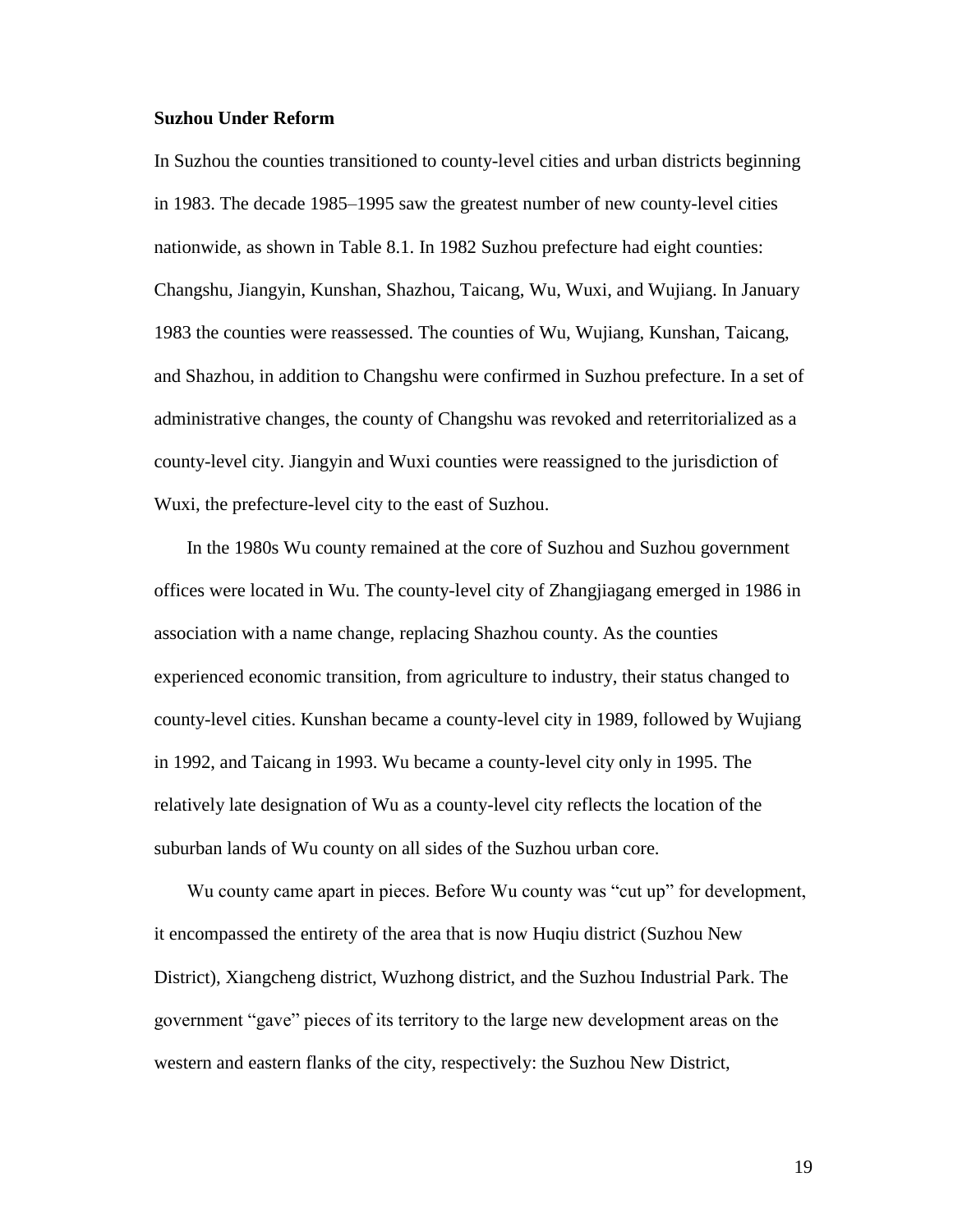**Suzhou Under Reform**

In Suzhou the counties transitioned to county-level cities and urban districts beginning in 1983. The decade 1985–1995 saw the greatest number of new county-level cities nationwide, as shown in Table 8.1. In 1982 Suzhou prefecture had eight counties: Changshu, Jiangyin, Kunshan, Shazhou, Taicang, Wu, Wuxi, and Wujiang. In January 1983 the counties were reassessed. The counties of Wu, Wujiang, Kunshan, Taicang, and Shazhou, in addition to Changshu were confirmed in Suzhou prefecture. In a set of administrative changes, the county of Changshu was revoked and reterritorialized as a county-level city. Jiangyin and Wuxi counties were reassigned to the jurisdiction of Wuxi, the prefecture-level city to the east of Suzhou.

In the 1980s Wu county remained at the core of Suzhou and Suzhou government offices were located in Wu. The county-level city of Zhangjiagang emerged in 1986 in association with a name change, replacing Shazhou county. As the counties experienced economic transition, from agriculture to industry, their status changed to county-level cities. Kunshan became a county-level city in 1989, followed by Wujiang in 1992, and Taicang in 1993. Wu became a county-level city only in 1995. The relatively late designation of Wu as a county-level city reflects the location of the suburban lands of Wu county on all sides of the Suzhou urban core.

Wu county came apart in pieces. Before Wu county was "cut up" for development, it encompassed the entirety of the area that is now Huqiu district (Suzhou New District), Xiangcheng district, Wuzhong district, and the Suzhou Industrial Park. The government "gave" pieces of its territory to the large new development areas on the western and eastern flanks of the city, respectively: the Suzhou New District,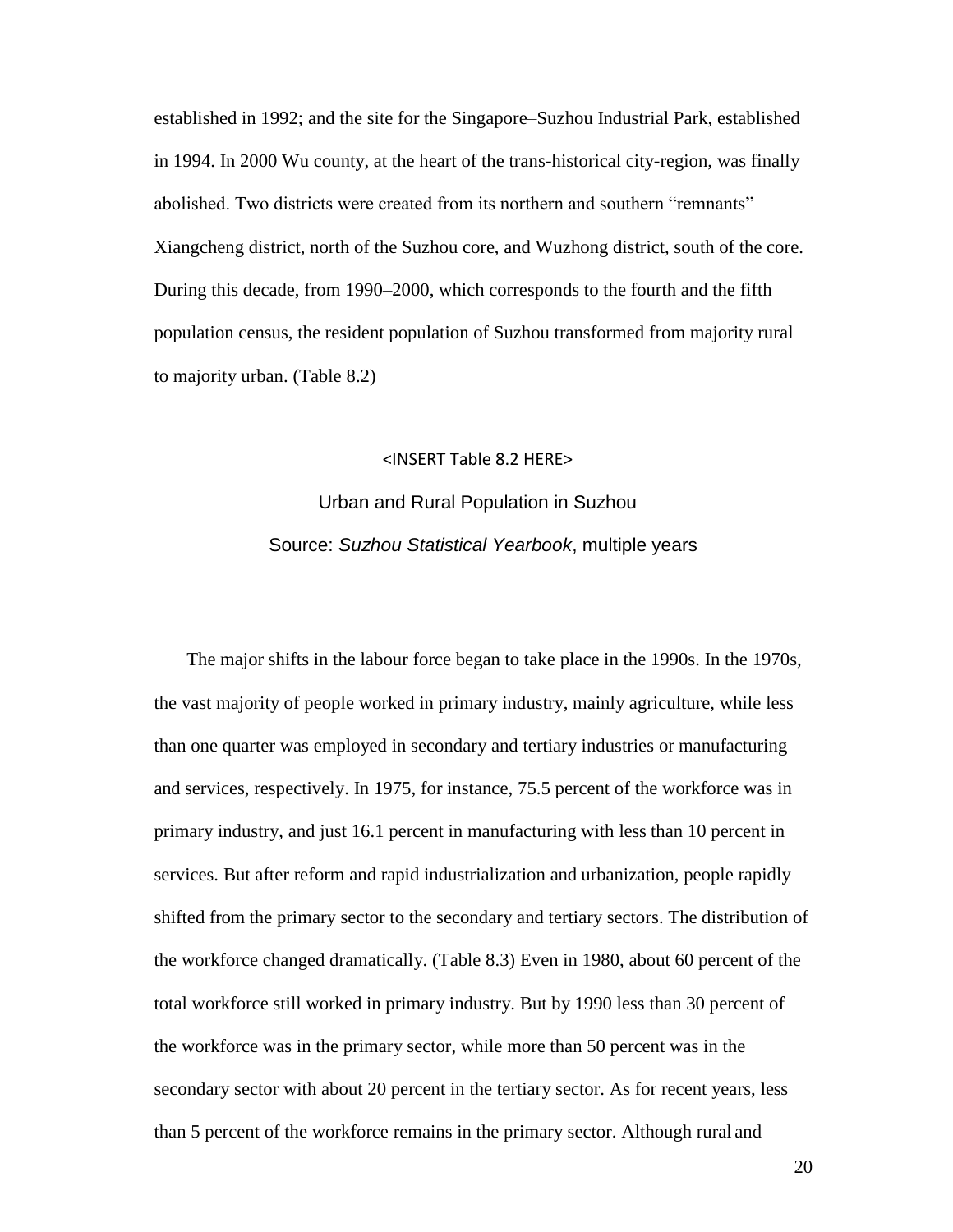established in 1992; and the site for the Singapore–Suzhou Industrial Park, established in 1994. In 2000 Wu county, at the heart of the trans-historical city-region, was finally abolished. Two districts were created from its northern and southern "remnants"—Xiangcheng district, north of the Suzhou core, and Wuzhong district, south of the core. During this decade, from 1990–2000, which corresponds to the fourth and the fifth population census, the resident population of Suzhou transformed from majority rural to majority urban. (Table 8.2)

<INSERT Table 8.2 HERE>

Urban and Rural Population in Suzhou

Source: *Suzhou Statistical Yearbook*, multiple years

The major shifts in the labour force began to take place in the 1990s. In the 1970s, the vast majority of people worked in primary industry, mainly agriculture, while less than one quarter was employed in secondary and tertiary industries or manufacturing and services, respectively. In 1975, for instance, 75.5 percent of the workforce was in primary industry, and just 16.1 percent in manufacturing with less than 10 percent in services. But after reform and rapid industrialization and urbanization, people rapidly shifted from the primary sector to the secondary and tertiary sectors. The distribution of the workforce changed dramatically. (Table 8.3) Even in 1980, about 60 percent of the total workforce still worked in primary industry. But by 1990 less than 30 percent of the workforce was in the primary sector, while more than 50 percent was in the secondary sector with about 20 percent in the tertiary sector. As for recent years, less than 5 percent of the workforce remains in the primary sector. Although rural and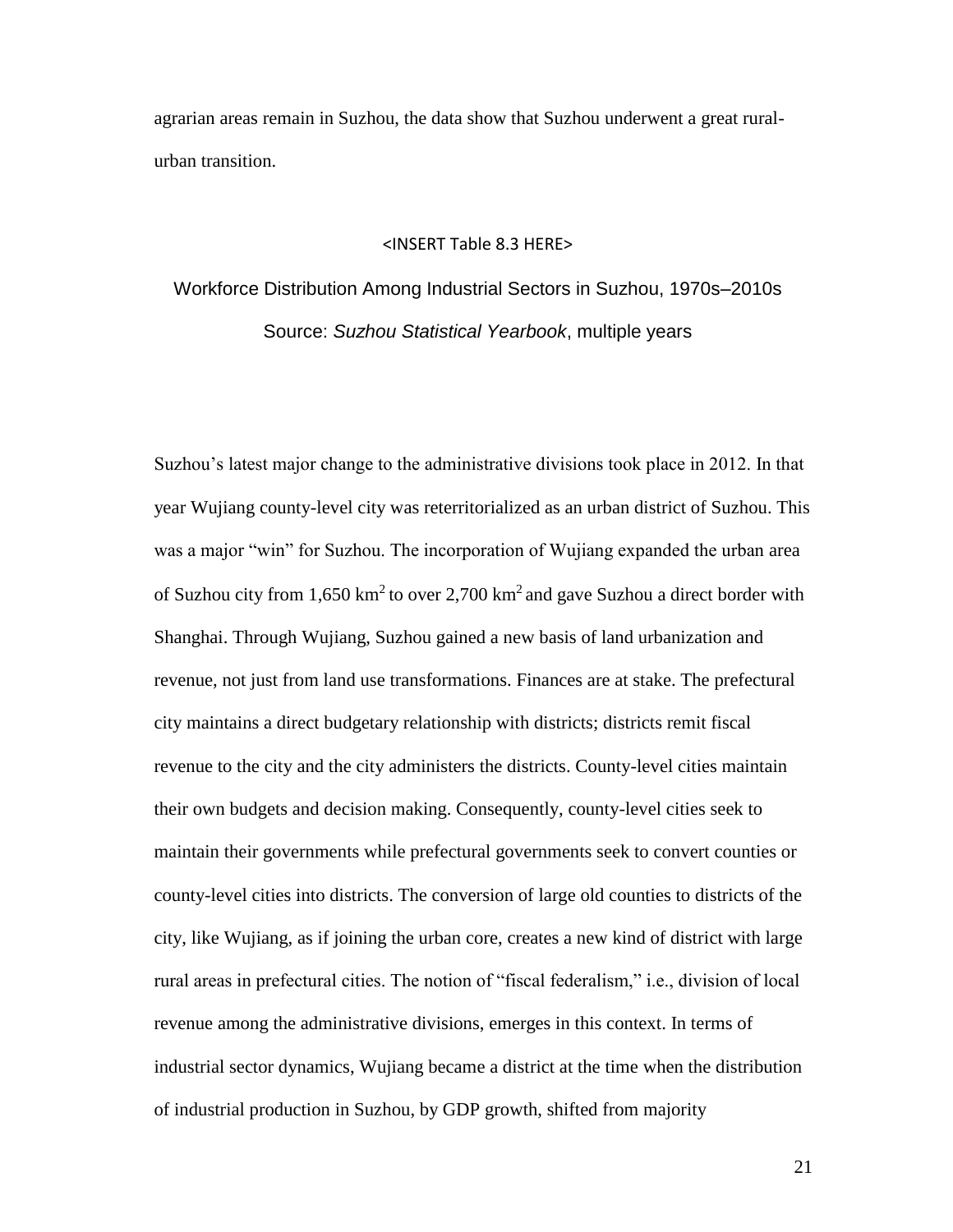agrarian areas remain in Suzhou, the data show that Suzhou underwent a great rural-urban transition.

<INSERT Table 8.3 HERE>

Workforce Distribution Among Industrial Sectors in Suzhou, 1970s–2010s

Source: *Suzhou Statistical Yearbook*, multiple years

Suzhou's latest major change to the administrative divisions took place in 2012. In that year Wujiang county-level city was reterritorialized as an urban district of Suzhou. This was a major "win" for Suzhou. The incorporation of Wujiang expanded the urban area of Suzhou city from 1,650 $km^2$ to over 2,700 $km^2$ and gave Suzhou a direct border with Shanghai. Through Wujiang, Suzhou gained a new basis of land urbanization and revenue, not just from land use transformations. Finances are at stake. The prefectural city maintains a direct budgetary relationship with districts; districts remit fiscal revenue to the city and the city administers the districts. County-level cities maintain their own budgets and decision making. Consequently, county-level cities seek to maintain their governments while prefectural governments seek to convert counties or county-level cities into districts. The conversion of large old counties to districts of the city, like Wujiang, as if joining the urban core, creates a new kind of district with large rural areas in prefectural cities. The notion of "fiscal federalism," i.e., division of local revenue among the administrative divisions, emerges in this context. In terms of industrial sector dynamics, Wujiang became a district at the time when the distribution of industrial production in Suzhou, by GDP growth, shifted from majority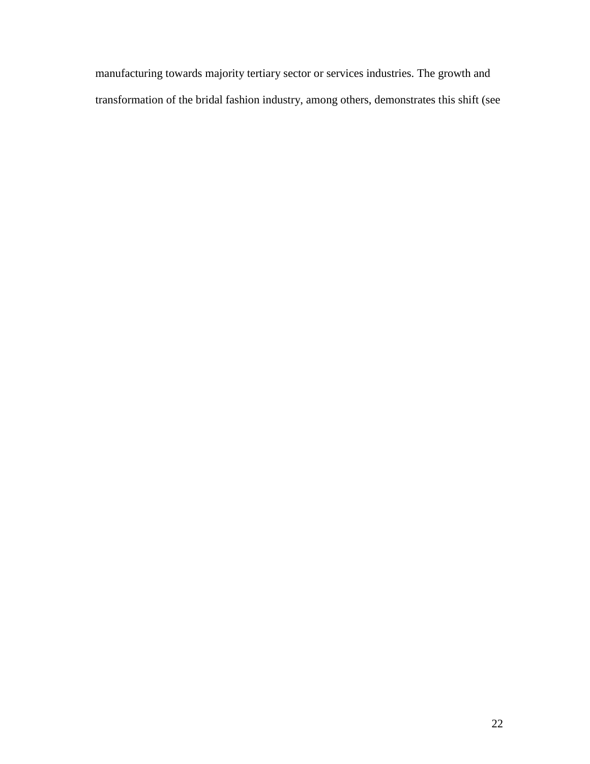manufacturing towards majority tertiary sector or services industries. The growth and transformation of the bridal fashion industry, among others, demonstrates this shift (see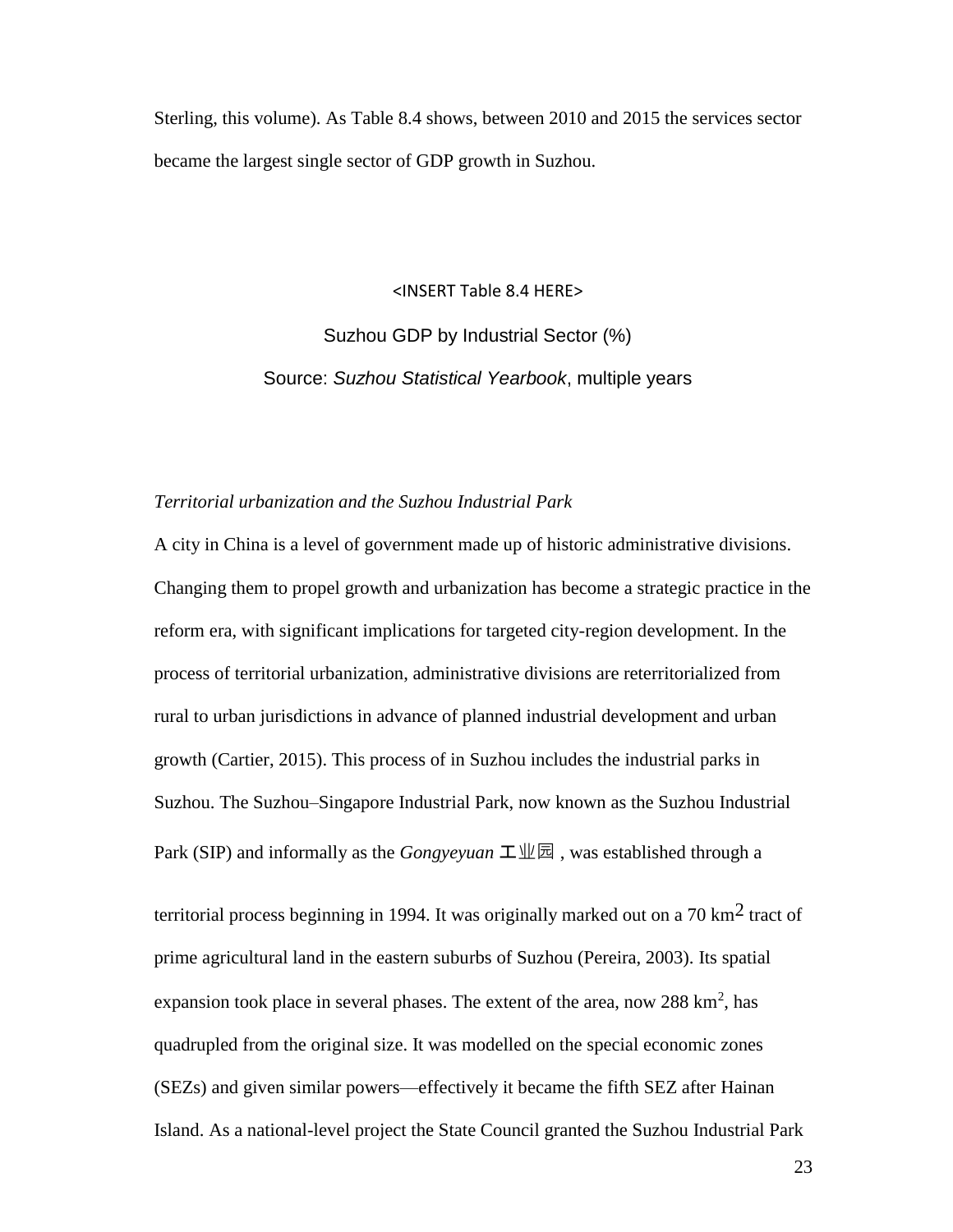Sterling, this volume). As Table 8.4 shows, between 2010 and 2015 the services sector became the largest single sector of GDP growth in Suzhou.

<INSERT Table 8.4 HERE>

Suzhou GDP by Industrial Sector (%)

Source: *Suzhou Statistical Yearbook*, multiple years

*Territorial urbanization and the Suzhou Industrial Park*

A city in China is a level of government made up of historic administrative divisions. Changing them to propel growth and urbanization has become a strategic practice in the reform era, with significant implications for targeted city-region development. In the process of territorial urbanization, administrative divisions are reterritorialized from rural to urban jurisdictions in advance of planned industrial development and urban growth (Cartier, 2015). This process of in Suzhou includes the industrial parks in Suzhou. The Suzhou–Singapore Industrial Park, now known as the Suzhou Industrial Park (SIP) and informally as the *Gongyeyuan* 工业园 , was established through a territorial process beginning in 1994. It was originally marked out on a 70 km$^2$ tract of prime agricultural land in the eastern suburbs of Suzhou (Pereira, 2003). Its spatial expansion took place in several phases. The extent of the area, now 288 km$^2$, has quadrupled from the original size. It was modelled on the special economic zones (SEZs) and given similar powers—effectively it became the fifth SEZ after Hainan Island. As a national-level project the State Council granted the Suzhou Industrial Park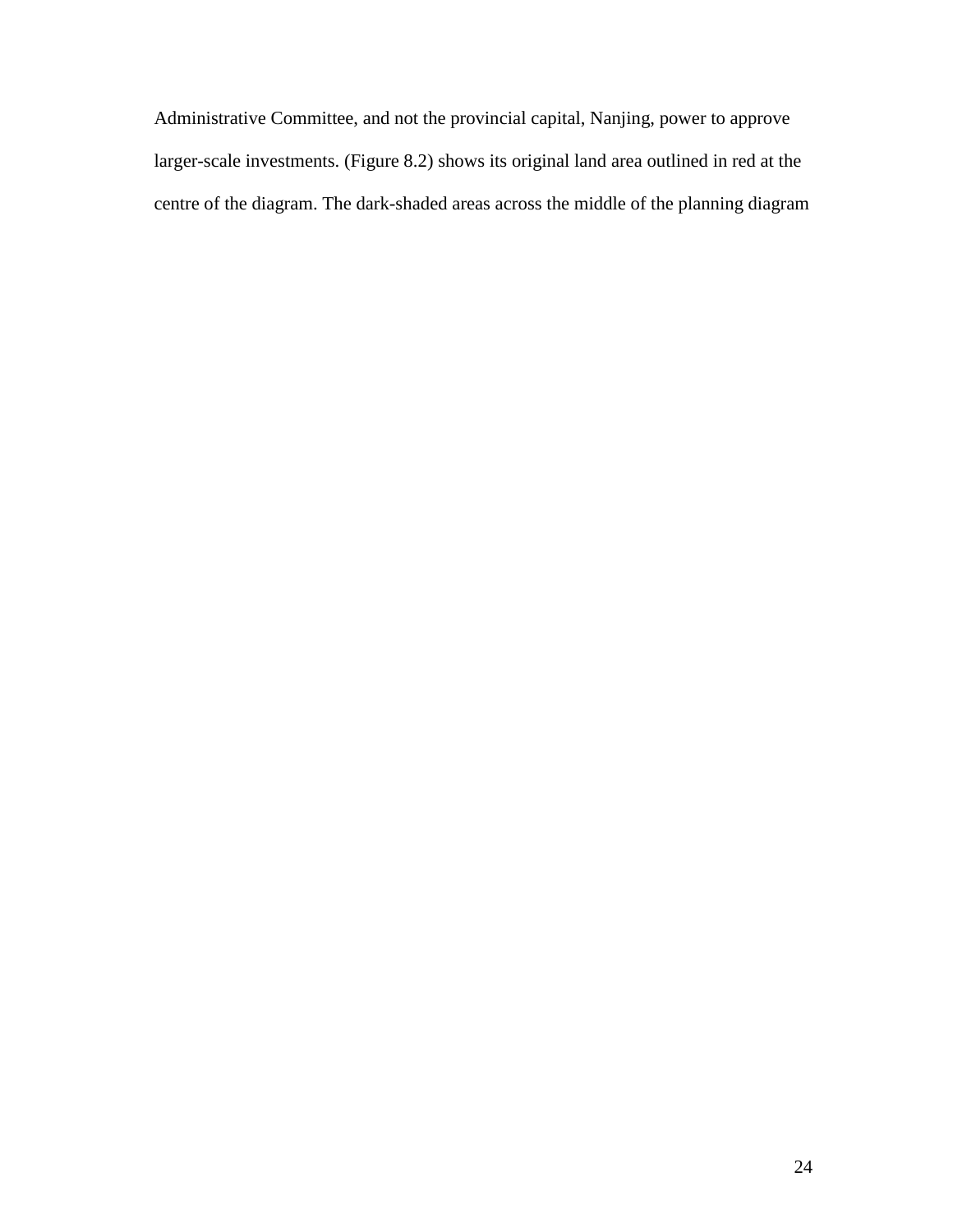Administrative Committee, and not the provincial capital, Nanjing, power to approve larger-scale investments. (Figure 8.2) shows its original land area outlined in red at the centre of the diagram. The dark-shaded areas across the middle of the planning diagram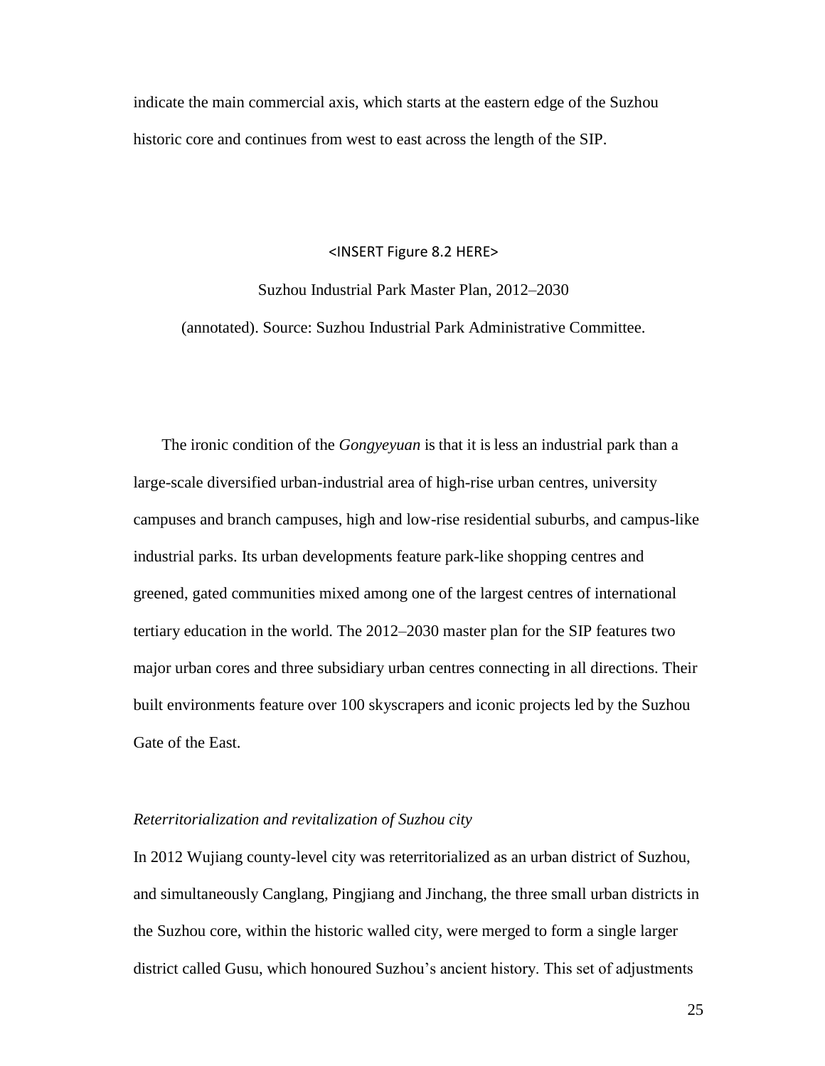indicate the main commercial axis, which starts at the eastern edge of the Suzhou historic core and continues from west to east across the length of the SIP.

<INSERT Figure 8.2 HERE>

Suzhou Industrial Park Master Plan, 2012–2030 (annotated). Source: Suzhou Industrial Park Administrative Committee.

The ironic condition of the *Gongyeyuan* is that it is less an industrial park than a large-scale diversified urban-industrial area of high-rise urban centres, university campuses and branch campuses, high and low-rise residential suburbs, and campus-like industrial parks. Its urban developments feature park-like shopping centres and greened, gated communities mixed among one of the largest centres of international tertiary education in the world. The 2012–2030 master plan for the SIP features two major urban cores and three subsidiary urban centres connecting in all directions. Their built environments feature over 100 skyscrapers and iconic projects led by the Suzhou Gate of the East.

*Reterritorialization and revitalization of Suzhou city*

In 2012 Wujiang county-level city was reterritorialized as an urban district of Suzhou, and simultaneously Canglang, Pingjiang and Jinchang, the three small urban districts in the Suzhou core, within the historic walled city, were merged to form a single larger district called Gusu, which honoured Suzhou's ancient history. This set of adjustments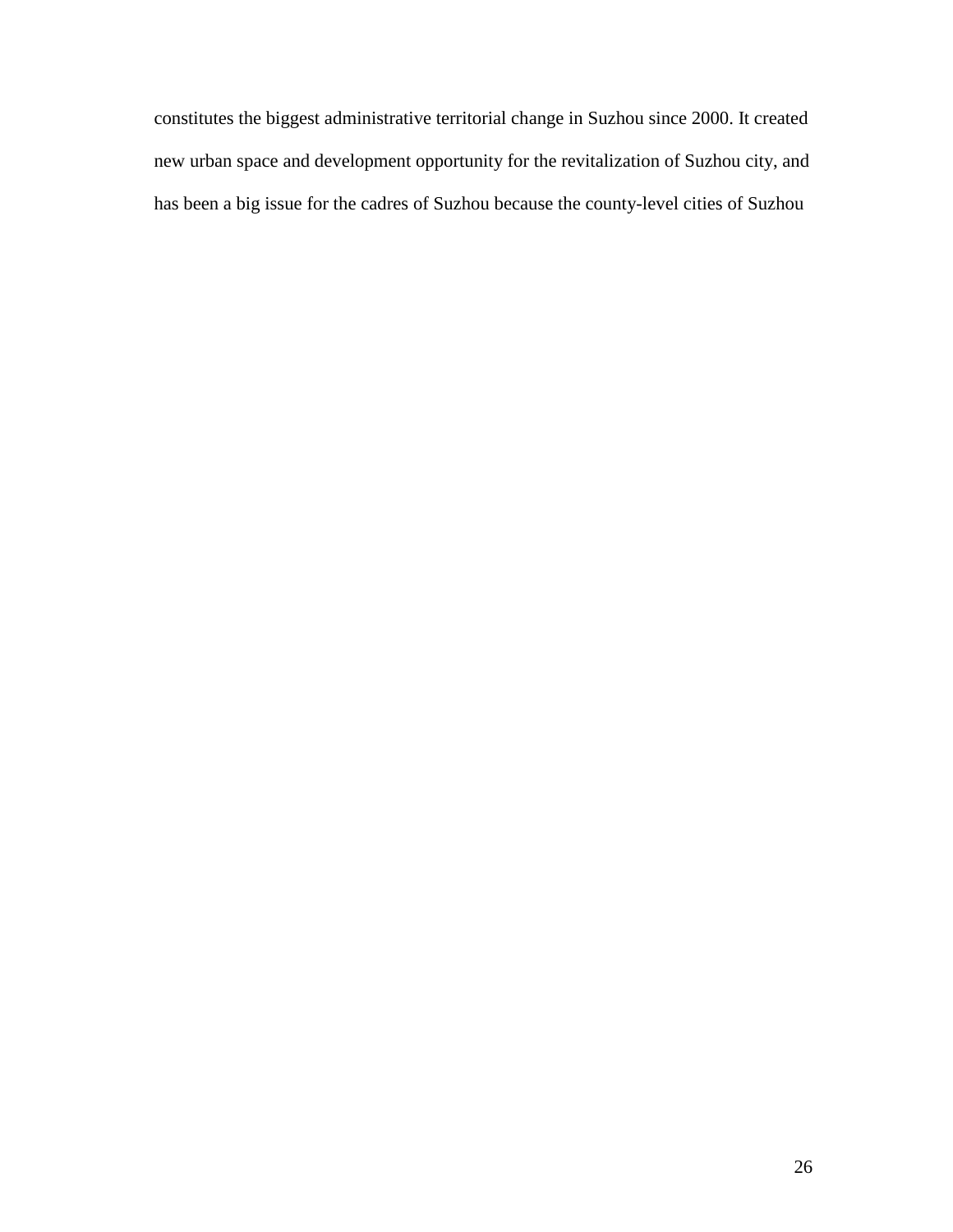constitutes the biggest administrative territorial change in Suzhou since 2000. It created new urban space and development opportunity for the revitalization of Suzhou city, and has been a big issue for the cadres of Suzhou because the county-level cities of Suzhou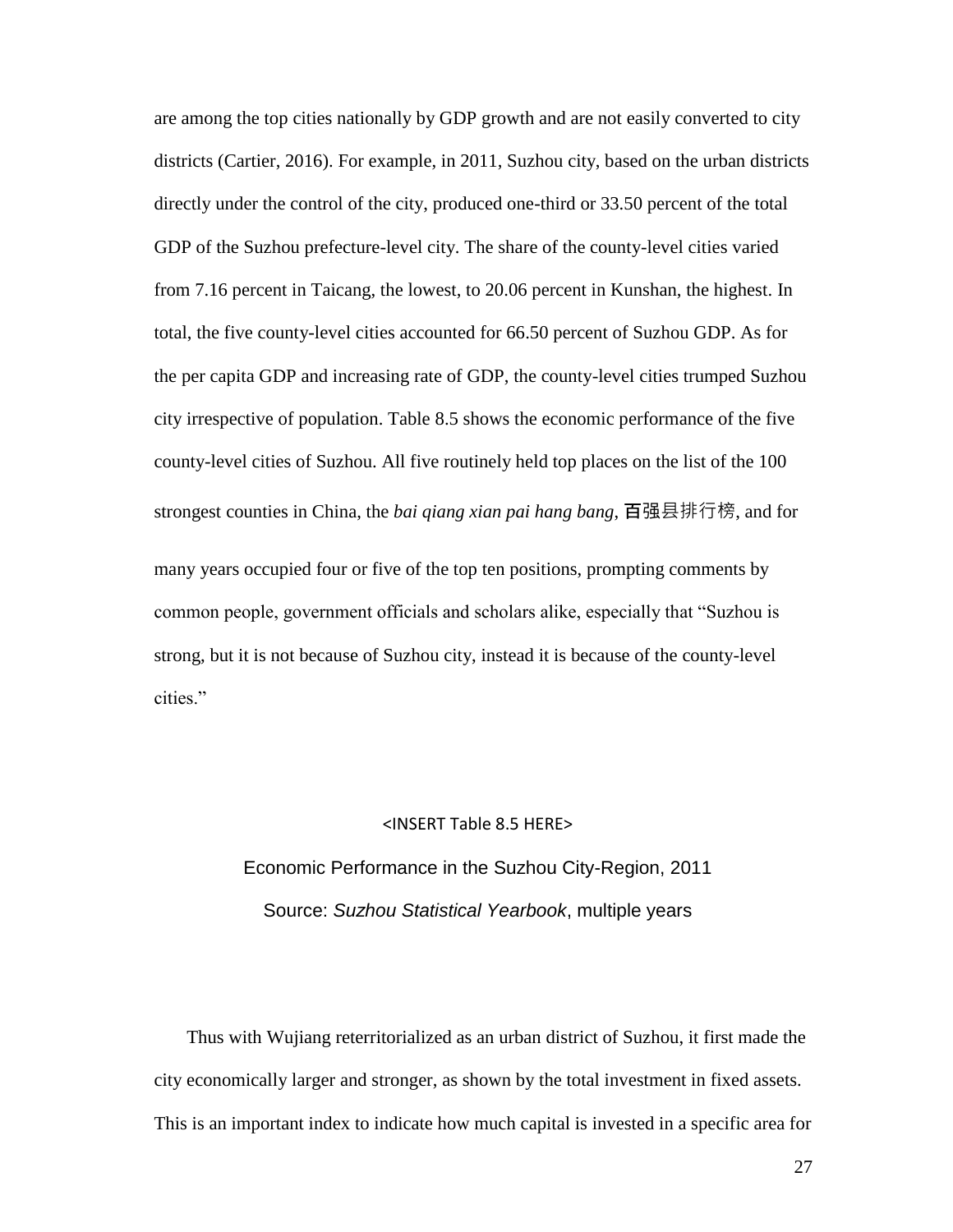are among the top cities nationally by GDP growth and are not easily converted to city districts (Cartier, 2016). For example, in 2011, Suzhou city, based on the urban districts directly under the control of the city, produced one-third or 33.50 percent of the total GDP of the Suzhou prefecture-level city. The share of the county-level cities varied from 7.16 percent in Taicang, the lowest, to 20.06 percent in Kunshan, the highest. In total, the five county-level cities accounted for 66.50 percent of Suzhou GDP. As for the per capita GDP and increasing rate of GDP, the county-level cities trumped Suzhou city irrespective of population. Table 8.5 shows the economic performance of the five county-level cities of Suzhou. All five routinely held top places on the list of the 100 strongest counties in China, the *bai qiang xian pai hang bang*, 百强县排行榜, and for many years occupied four or five of the top ten positions, prompting comments by common people, government officials and scholars alike, especially that "Suzhou is strong, but it is not because of Suzhou city, instead it is because of the county-level cities."

<INSERT Table 8.5 HERE>

Economic Performance in the Suzhou City-Region, 2011

Source: *Suzhou Statistical Yearbook*, multiple years

Thus with Wujiang reterritorialized as an urban district of Suzhou, it first made the city economically larger and stronger, as shown by the total investment in fixed assets. This is an important index to indicate how much capital is invested in a specific area for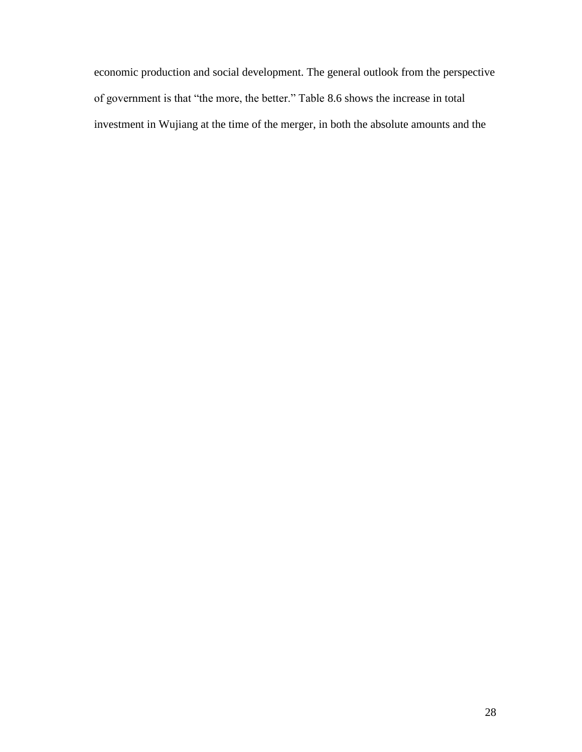economic production and social development. The general outlook from the perspective of government is that "the more, the better." Table 8.6 shows the increase in total investment in Wujiang at the time of the merger, in both the absolute amounts and the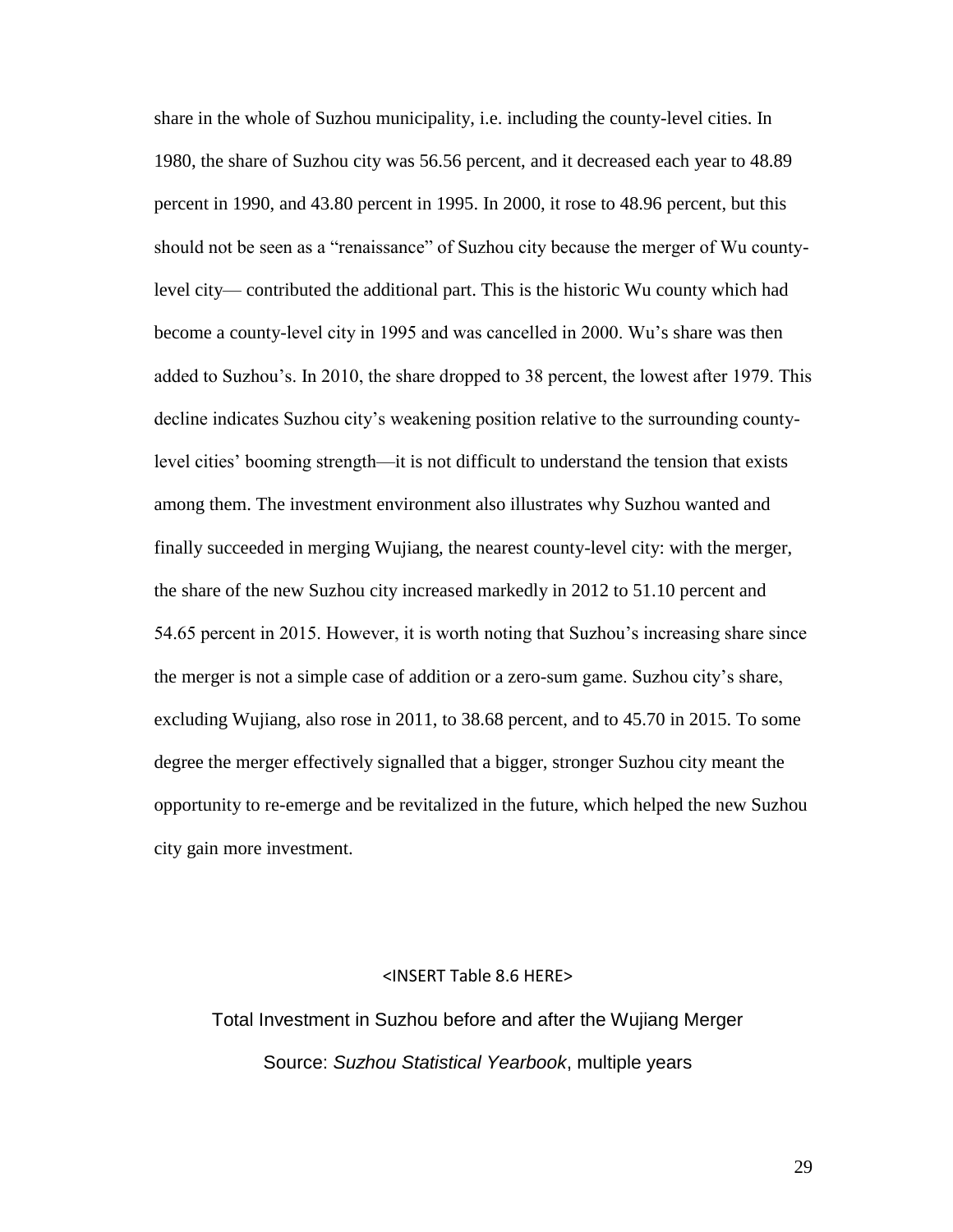share in the whole of Suzhou municipality, i.e. including the county-level cities. In 1980, the share of Suzhou city was 56.56 percent, and it decreased each year to 48.89 percent in 1990, and 43.80 percent in 1995. In 2000, it rose to 48.96 percent, but this should not be seen as a "renaissance" of Suzhou city because the merger of Wu county-level city— contributed the additional part. This is the historic Wu county which had become a county-level city in 1995 and was cancelled in 2000. Wu's share was then added to Suzhou's. In 2010, the share dropped to 38 percent, the lowest after 1979. This decline indicates Suzhou city's weakening position relative to the surrounding county-level cities' booming strength—it is not difficult to understand the tension that exists among them. The investment environment also illustrates why Suzhou wanted and finally succeeded in merging Wujiang, the nearest county-level city: with the merger, the share of the new Suzhou city increased markedly in 2012 to 51.10 percent and 54.65 percent in 2015. However, it is worth noting that Suzhou's increasing share since the merger is not a simple case of addition or a zero-sum game. Suzhou city's share, excluding Wujiang, also rose in 2011, to 38.68 percent, and to 45.70 in 2015. To some degree the merger effectively signalled that a bigger, stronger Suzhou city meant the opportunity to re-emerge and be revitalized in the future, which helped the new Suzhou city gain more investment.

<INSERT Table 8.6 HERE>

Total Investment in Suzhou before and after the Wujiang Merger

Source: *Suzhou Statistical Yearbook*, multiple years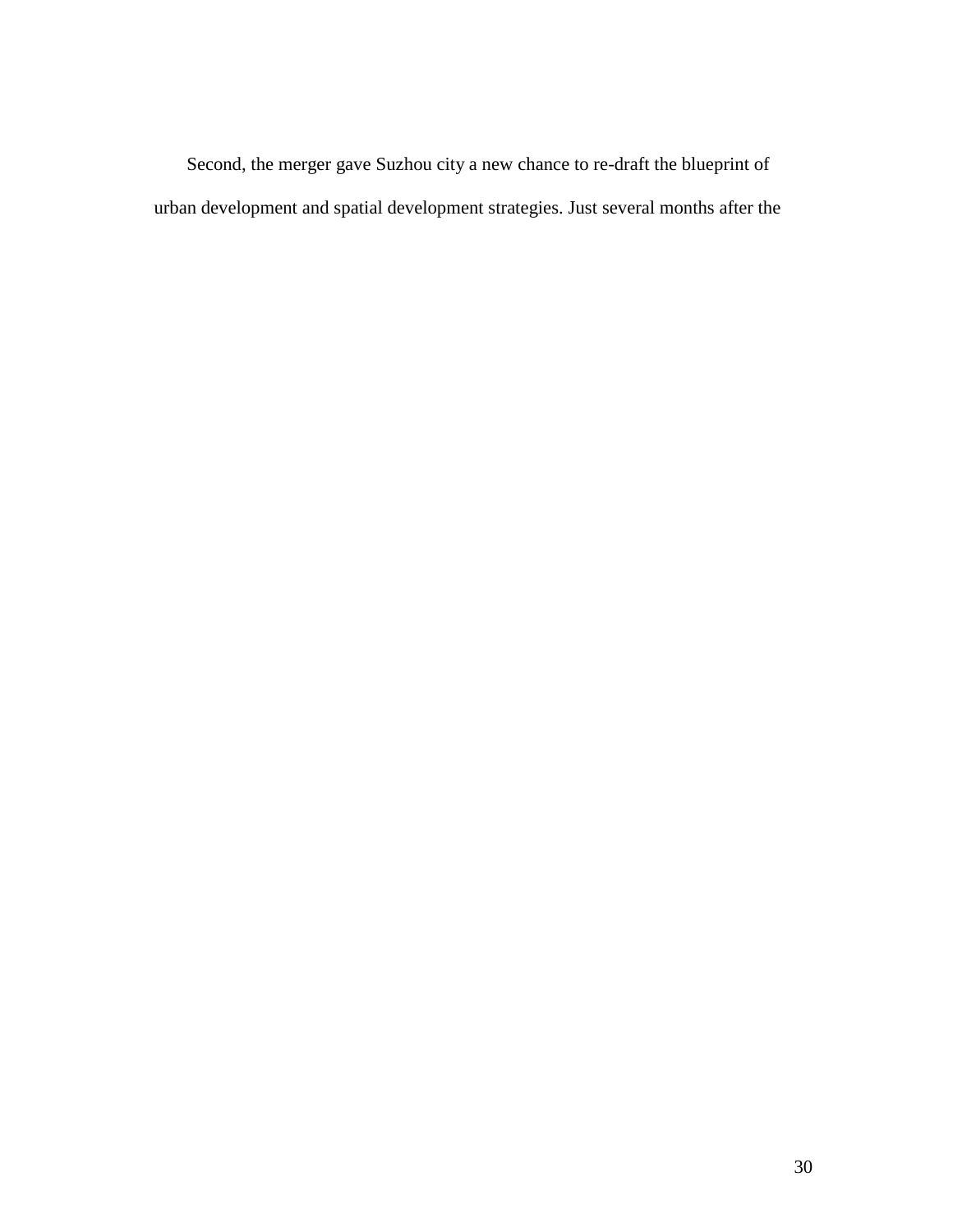Second, the merger gave Suzhou city a new chance to re-draft the blueprint of urban development and spatial development strategies. Just several months after the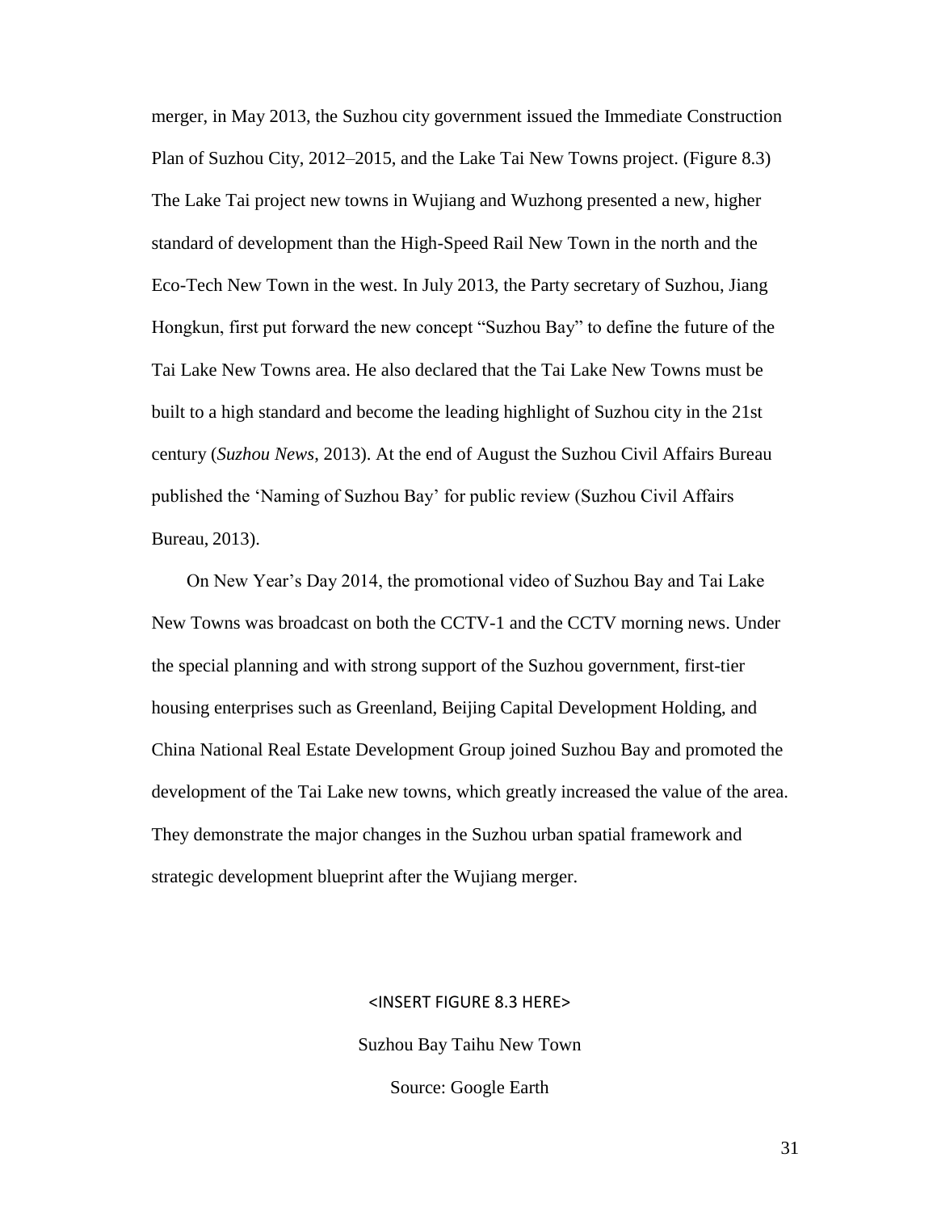merger, in May 2013, the Suzhou city government issued the Immediate Construction Plan of Suzhou City, 2012–2015, and the Lake Tai New Towns project. (Figure 8.3) The Lake Tai project new towns in Wujiang and Wuzhong presented a new, higher standard of development than the High-Speed Rail New Town in the north and the Eco-Tech New Town in the west. In July 2013, the Party secretary of Suzhou, Jiang Hongkun, first put forward the new concept "Suzhou Bay" to define the future of the Tai Lake New Towns area. He also declared that the Tai Lake New Towns must be built to a high standard and become the leading highlight of Suzhou city in the 21st century (*Suzhou News*, 2013). At the end of August the Suzhou Civil Affairs Bureau published the 'Naming of Suzhou Bay' for public review (Suzhou Civil Affairs Bureau, 2013).

On New Year's Day 2014, the promotional video of Suzhou Bay and Tai Lake New Towns was broadcast on both the CCTV-1 and the CCTV morning news. Under the special planning and with strong support of the Suzhou government, first-tier housing enterprises such as Greenland, Beijing Capital Development Holding, and China National Real Estate Development Group joined Suzhou Bay and promoted the development of the Tai Lake new towns, which greatly increased the value of the area. They demonstrate the major changes in the Suzhou urban spatial framework and strategic development blueprint after the Wujiang merger.

<INSERT FIGURE 8.3 HERE>

Suzhou Bay Taihu New Town

Source: Google Earth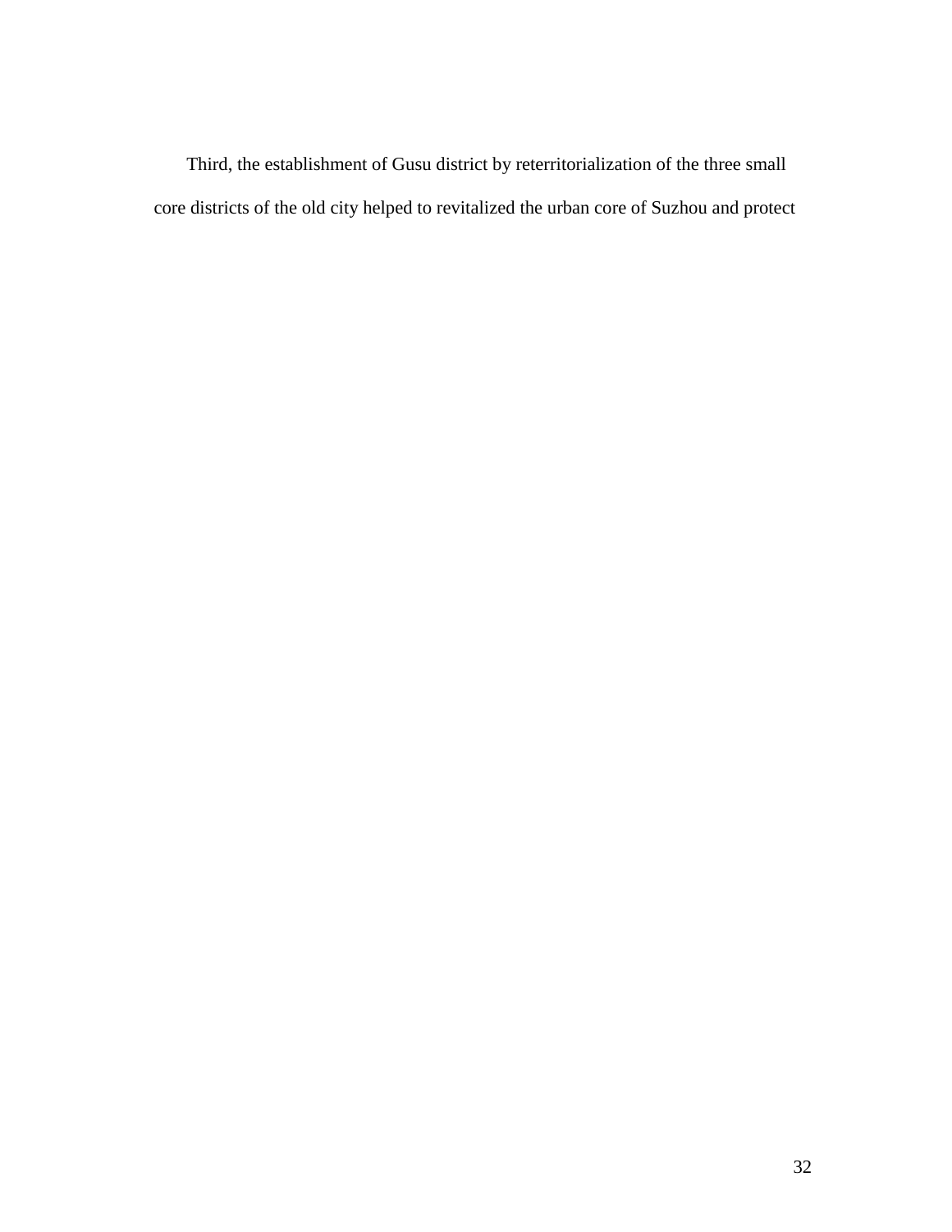Third, the establishment of Gusu district by reterritorialization of the three small core districts of the old city helped to revitalized the urban core of Suzhou and protect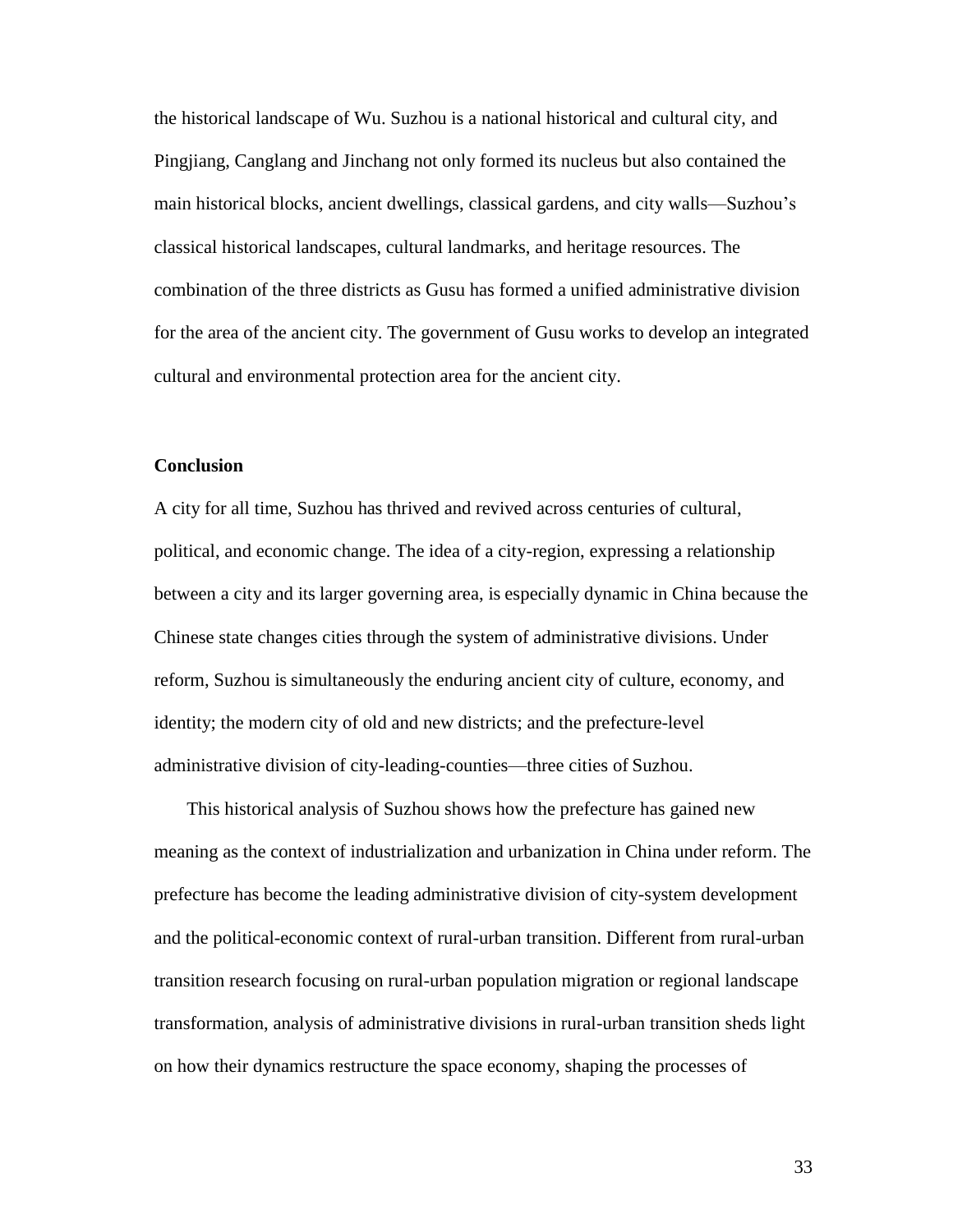the historical landscape of Wu. Suzhou is a national historical and cultural city, and Pingjiang, Canglang and Jinchang not only formed its nucleus but also contained the main historical blocks, ancient dwellings, classical gardens, and city walls—Suzhou's classical historical landscapes, cultural landmarks, and heritage resources. The combination of the three districts as Gusu has formed a unified administrative division for the area of the ancient city. The government of Gusu works to develop an integrated cultural and environmental protection area for the ancient city.

## Conclusion

A city for all time, Suzhou has thrived and revived across centuries of cultural, political, and economic change. The idea of a city-region, expressing a relationship between a city and its larger governing area, is especially dynamic in China because the Chinese state changes cities through the system of administrative divisions. Under reform, Suzhou is simultaneously the enduring ancient city of culture, economy, and identity; the modern city of old and new districts; and the prefecture-level administrative division of city-leading-counties—three cities of Suzhou.

This historical analysis of Suzhou shows how the prefecture has gained new meaning as the context of industrialization and urbanization in China under reform. The prefecture has become the leading administrative division of city-system development and the political-economic context of rural-urban transition. Different from rural-urban transition research focusing on rural-urban population migration or regional landscape transformation, analysis of administrative divisions in rural-urban transition sheds light on how their dynamics restructure the space economy, shaping the processes of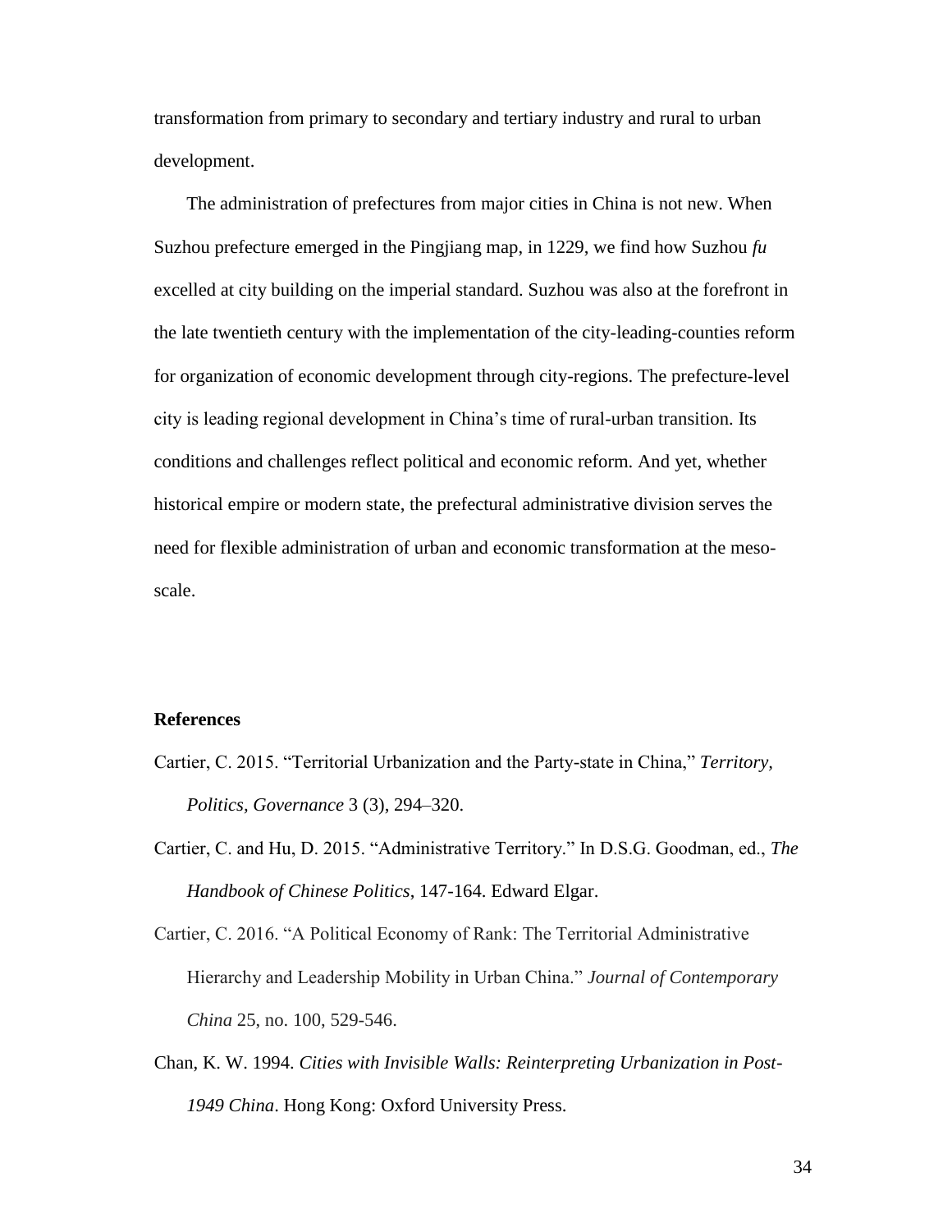transformation from primary to secondary and tertiary industry and rural to urban development.

The administration of prefectures from major cities in China is not new. When Suzhou prefecture emerged in the Pingjiang map, in 1229, we find how Suzhou *fu* excelled at city building on the imperial standard. Suzhou was also at the forefront in the late twentieth century with the implementation of the city-leading-counties reform for organization of economic development through city-regions. The prefecture-level city is leading regional development in China's time of rural-urban transition. Its conditions and challenges reflect political and economic reform. And yet, whether historical empire or modern state, the prefectural administrative division serves the need for flexible administration of urban and economic transformation at the meso-scale.

**References**

Cartier, C. 2015. "Territorial Urbanization and the Party-state in China," *Territory, Politics, Governance* 3 (3), 294–320.

Cartier, C. and Hu, D. 2015. "Administrative Territory." In D.S.G. Goodman, ed., *The Handbook of Chinese Politics*, 147-164. Edward Elgar.

Cartier, C. 2016. "A Political Economy of Rank: The Territorial Administrative Hierarchy and Leadership Mobility in Urban China." *Journal of Contemporary China* 25, no. 100, 529-546.

Chan, K. W. 1994. *Cities with Invisible Walls: Reinterpreting Urbanization in Post-1949 China*. Hong Kong: Oxford University Press.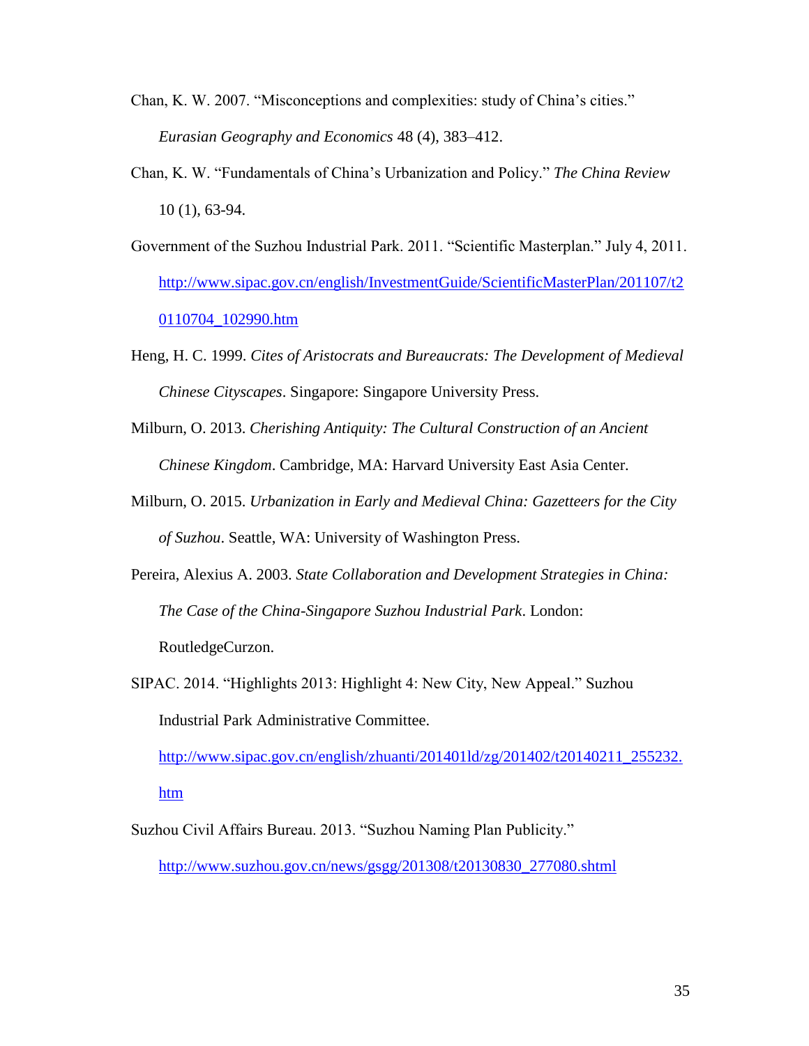Chan, K. W. 2007. "Misconceptions and complexities: study of China's cities." *Eurasian Geography and Economics* 48 (4), 383–412.

Chan, K. W. "Fundamentals of China's Urbanization and Policy." *The China Review* 10 (1), 63-94.

Government of the Suzhou Industrial Park. 2011. "Scientific Masterplan." July 4, 2011. http://www.sipac.gov.cn/english/InvestmentGuide/ScientificMasterPlan/201107/t20110704_102990.htm

Heng, H. C. 1999. *Cites of Aristocrats and Bureaucrats: The Development of Medieval Chinese Cityscapes*. Singapore: Singapore University Press.

Milburn, O. 2013. *Cherishing Antiquity: The Cultural Construction of an Ancient Chinese Kingdom*. Cambridge, MA: Harvard University East Asia Center.

Milburn, O. 2015. *Urbanization in Early and Medieval China: Gazetteers for the City of Suzhou*. Seattle, WA: University of Washington Press.

Pereira, Alexius A. 2003. *State Collaboration and Development Strategies in China: The Case of the China-Singapore Suzhou Industrial Park*. London: RoutledgeCurzon.

SIPAC. 2014. "Highlights 2013: Highlight 4: New City, New Appeal." Suzhou Industrial Park Administrative Committee. http://www.sipac.gov.cn/english/zhuanti/201401ld/zg/201402/t20140211_255232.htm

Suzhou Civil Affairs Bureau. 2013. "Suzhou Naming Plan Publicity." http://www.suzhou.gov.cn/news/gsgg/201308/t20130830_277080.shtml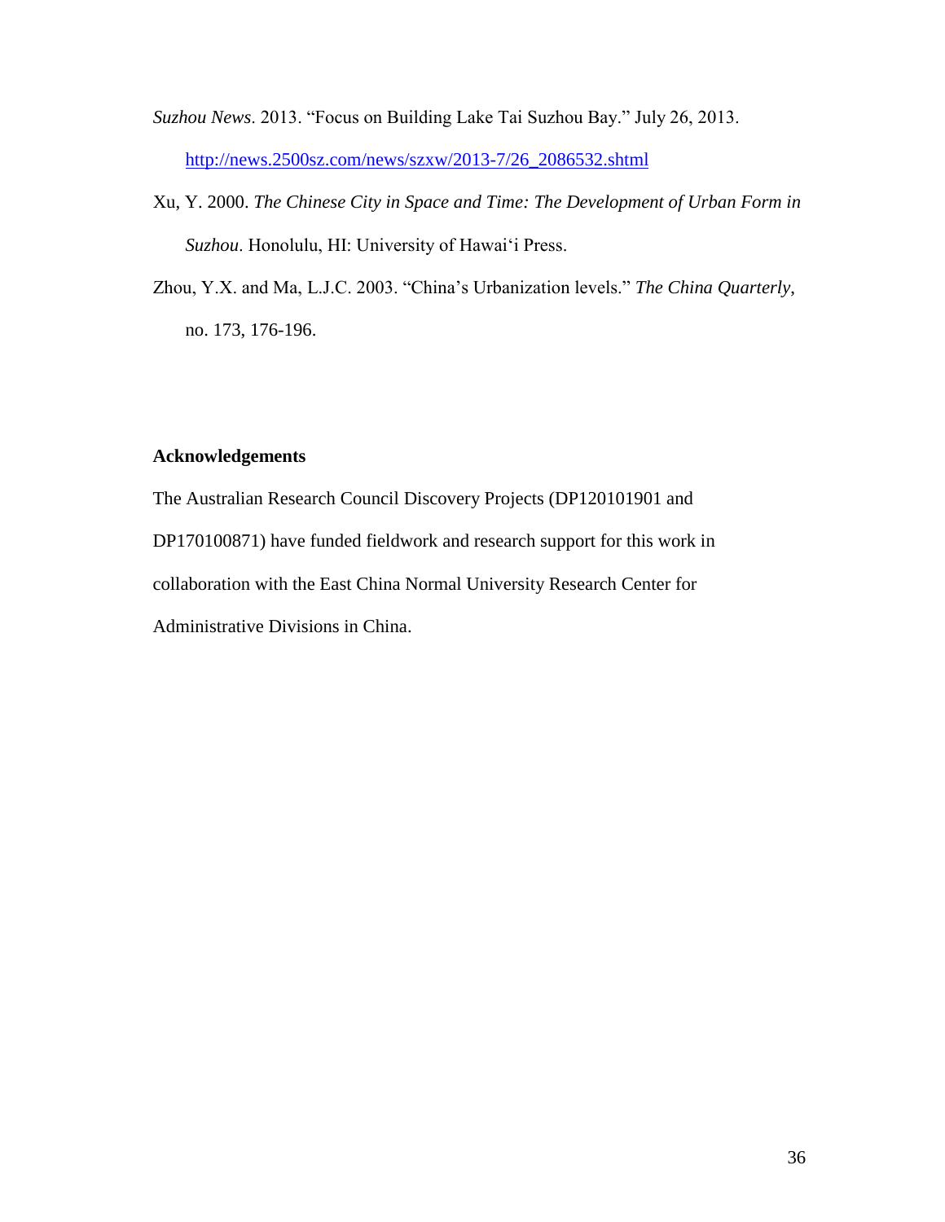*Suzhou News*. 2013. "Focus on Building Lake Tai Suzhou Bay." July 26, 2013. http://news.2500sz.com/news/szxw/2013-7/26_2086532.shtml

Xu, Y. 2000. *The Chinese City in Space and Time: The Development of Urban Form in Suzhou*. Honolulu, HI: University of Hawai'i Press.

Zhou, Y.X. and Ma, L.J.C. 2003. "China's Urbanization levels." *The China Quarterly*, no. 173, 176-196.

**Acknowledgements**

The Australian Research Council Discovery Projects (DP120101901 and DP170100871) have funded fieldwork and research support for this work in collaboration with the East China Normal University Research Center for Administrative Divisions in China.